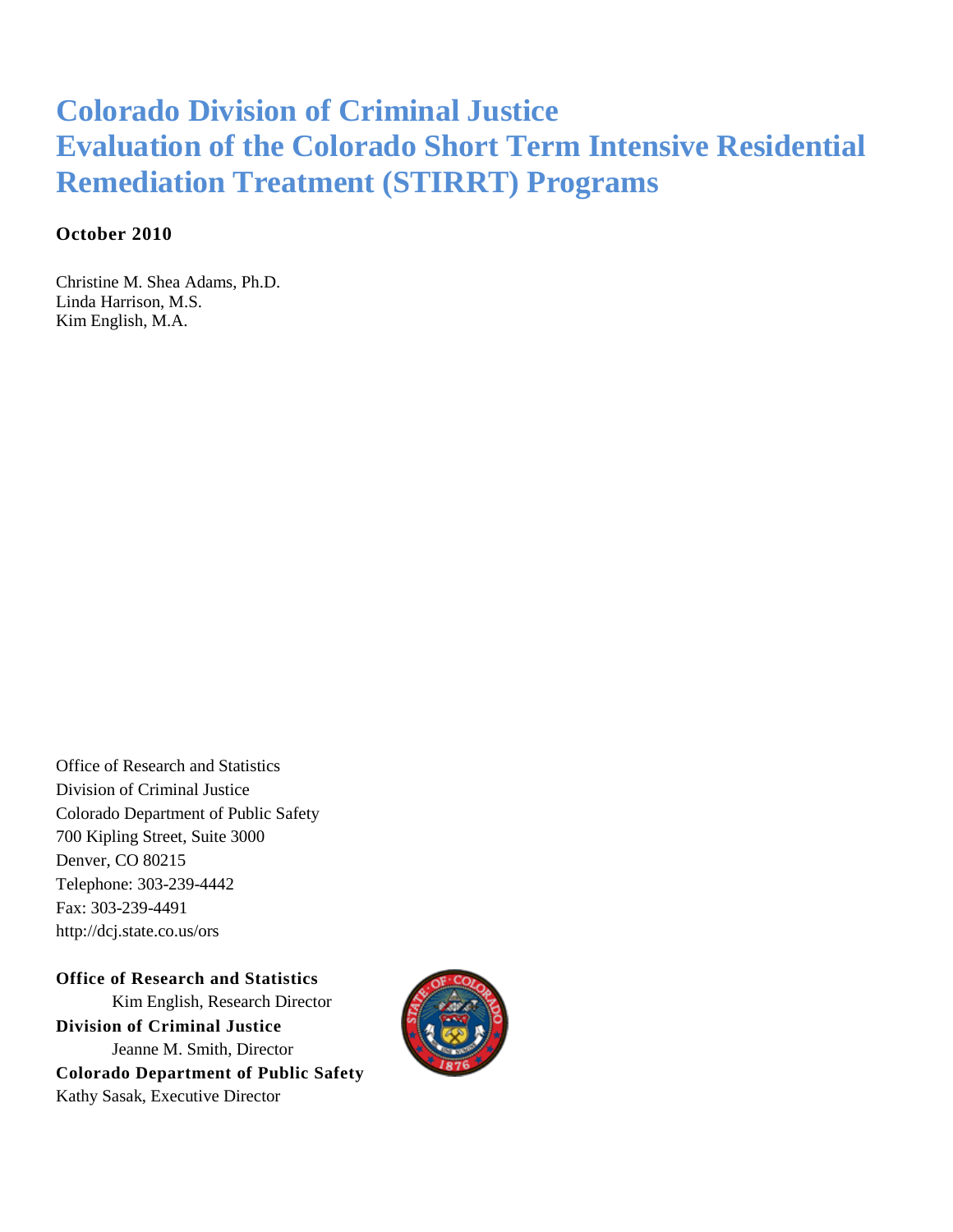# Colorado Division of Criminal Justice
# Evaluation of the Colorado Short Term Intensive Residential Remediation Treatment (STIRRT) Programs

**October 2010**

Christine M. Shea Adams, Ph.D.
Linda Harrison, M.S.
Kim English, M.A.

Office of Research and Statistics
Division of Criminal Justice
Colorado Department of Public Safety
700 Kipling Street, Suite 3000
Denver, CO 80215
Telephone: 303-239-4442
Fax: 303-239-4491
http://dcj.state.co.us/ors

**Office of Research and Statistics**
Kim English, Research Director
**Division of Criminal Justice**
Jeanne M. Smith, Director
**Colorado Department of Public Safety**
Kathy Sasak, Executive Director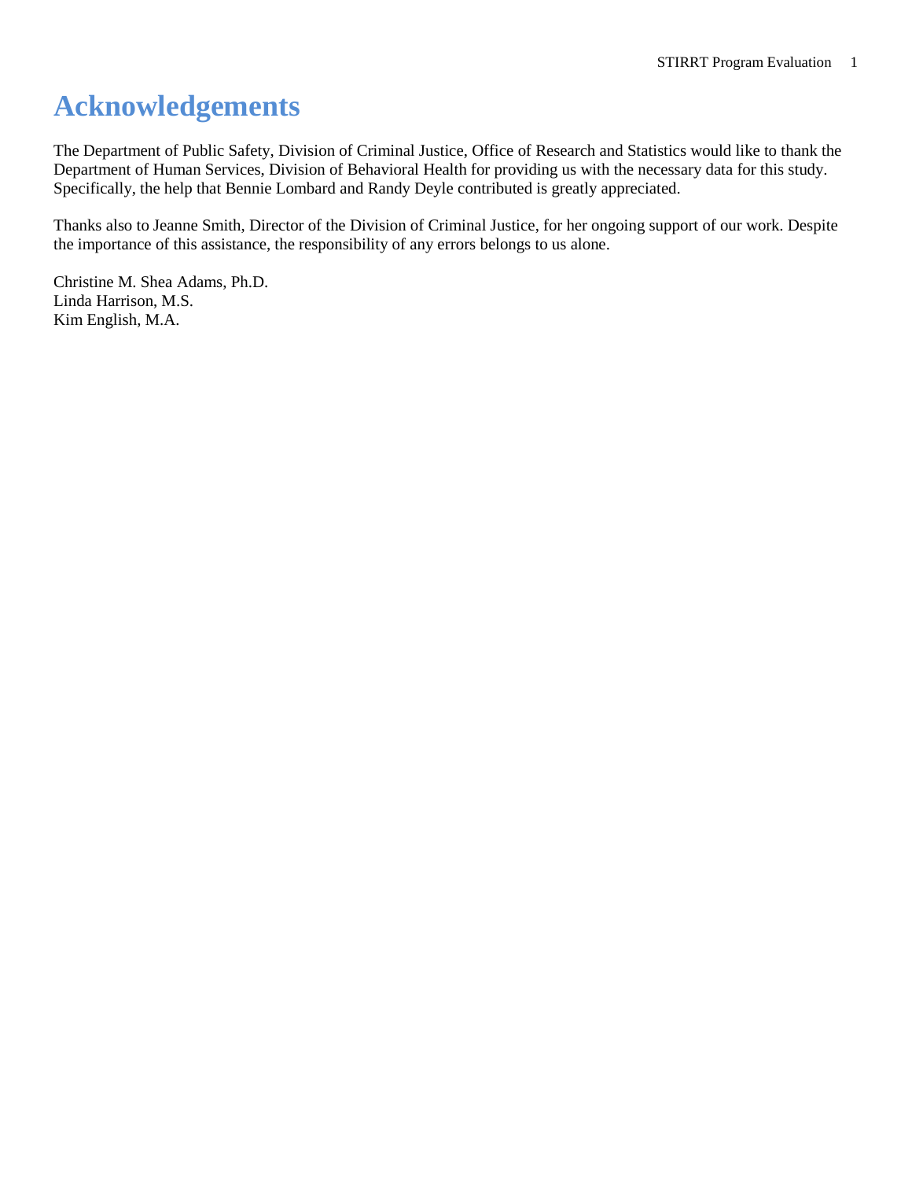# Acknowledgements

The Department of Public Safety, Division of Criminal Justice, Office of Research and Statistics would like to thank the Department of Human Services, Division of Behavioral Health for providing us with the necessary data for this study. Specifically, the help that Bennie Lombard and Randy Deyle contributed is greatly appreciated.

Thanks also to Jeanne Smith, Director of the Division of Criminal Justice, for her ongoing support of our work. Despite the importance of this assistance, the responsibility of any errors belongs to us alone.

Christine M. Shea Adams, Ph.D.  
Linda Harrison, M.S.  
Kim English, M.A.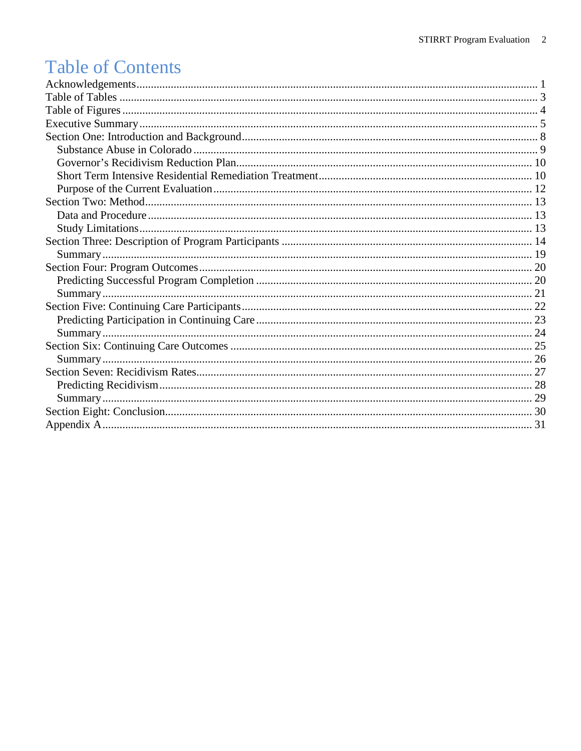# Table of Contents

Acknowledgements ........ 1
Table of Tables ........ 3
Table of Figures ........ 4
Executive Summary ........ 5
Section One: Introduction and Background ........ 8
- Substance Abuse in Colorado ........ 9
- Governor's Recidivism Reduction Plan ........ 10
- Short Term Intensive Residential Remediation Treatment ........ 10
- Purpose of the Current Evaluation ........ 12

Section Two: Method ........ 13
- Data and Procedure ........ 13
- Study Limitations ........ 13

Section Three: Description of Program Participants ........ 14
- Summary ........ 19

Section Four: Program Outcomes ........ 20
- Predicting Successful Program Completion ........ 20
- Summary ........ 21

Section Five: Continuing Care Participants ........ 22
- Predicting Participation in Continuing Care ........ 23
- Summary ........ 24

Section Six: Continuing Care Outcomes ........ 25
- Summary ........ 26

Section Seven: Recidivism Rates ........ 27
- Predicting Recidivism ........ 28
- Summary ........ 29

Section Eight: Conclusion ........ 30
Appendix A ........ 31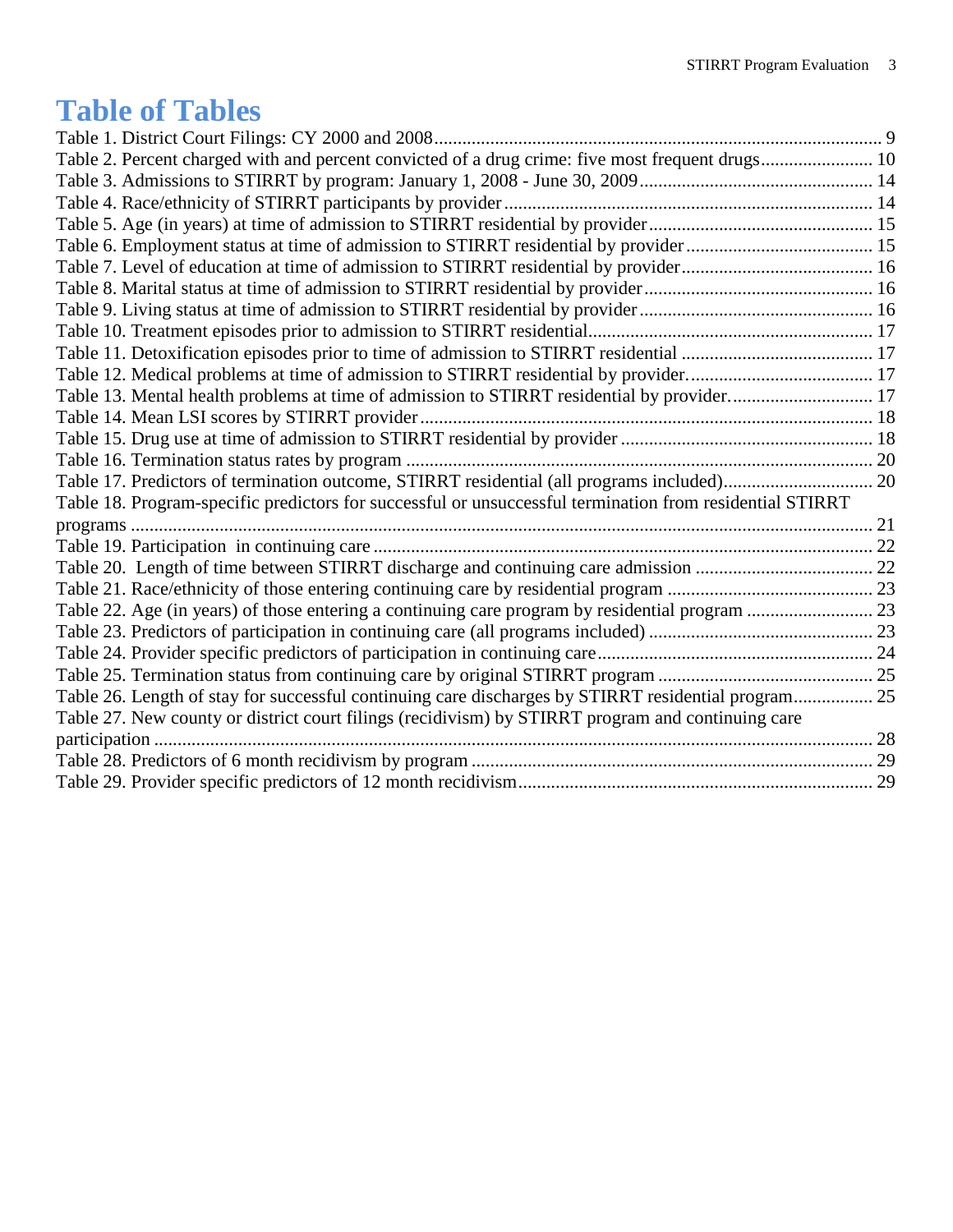# Table of Tables

Table 1. District Court Filings: CY 2000 and 2008 ........ 9
Table 2. Percent charged with and percent convicted of a drug crime: five most frequent drugs ........ 10
Table 3. Admissions to STIRRT by program: January 1, 2008 - June 30, 2009 ........ 14
Table 4. Race/ethnicity of STIRRT participants by provider ........ 14
Table 5. Age (in years) at time of admission to STIRRT residential by provider ........ 15
Table 6. Employment status at time of admission to STIRRT residential by provider ........ 15
Table 7. Level of education at time of admission to STIRRT residential by provider ........ 16
Table 8. Marital status at time of admission to STIRRT residential by provider ........ 16
Table 9. Living status at time of admission to STIRRT residential by provider ........ 16
Table 10. Treatment episodes prior to admission to STIRRT residential ........ 17
Table 11. Detoxification episodes prior to time of admission to STIRRT residential ........ 17
Table 12. Medical problems at time of admission to STIRRT residential by provider. ........ 17
Table 13. Mental health problems at time of admission to STIRRT residential by provider. ........ 17
Table 14. Mean LSI scores by STIRRT provider ........ 18
Table 15. Drug use at time of admission to STIRRT residential by provider ........ 18
Table 16. Termination status rates by program ........ 20
Table 17. Predictors of termination outcome, STIRRT residential (all programs included) ........ 20
Table 18. Program-specific predictors for successful or unsuccessful termination from residential STIRRT programs ........ 21
Table 19. Participation in continuing care ........ 22
Table 20. Length of time between STIRRT discharge and continuing care admission ........ 22
Table 21. Race/ethnicity of those entering continuing care by residential program ........ 23
Table 22. Age (in years) of those entering a continuing care program by residential program ........ 23
Table 23. Predictors of participation in continuing care (all programs included) ........ 23
Table 24. Provider specific predictors of participation in continuing care ........ 24
Table 25. Termination status from continuing care by original STIRRT program ........ 25
Table 26. Length of stay for successful continuing care discharges by STIRRT residential program ........ 25
Table 27. New county or district court filings (recidivism) by STIRRT program and continuing care participation ........ 28
Table 28. Predictors of 6 month recidivism by program ........ 29
Table 29. Provider specific predictors of 12 month recidivism ........ 29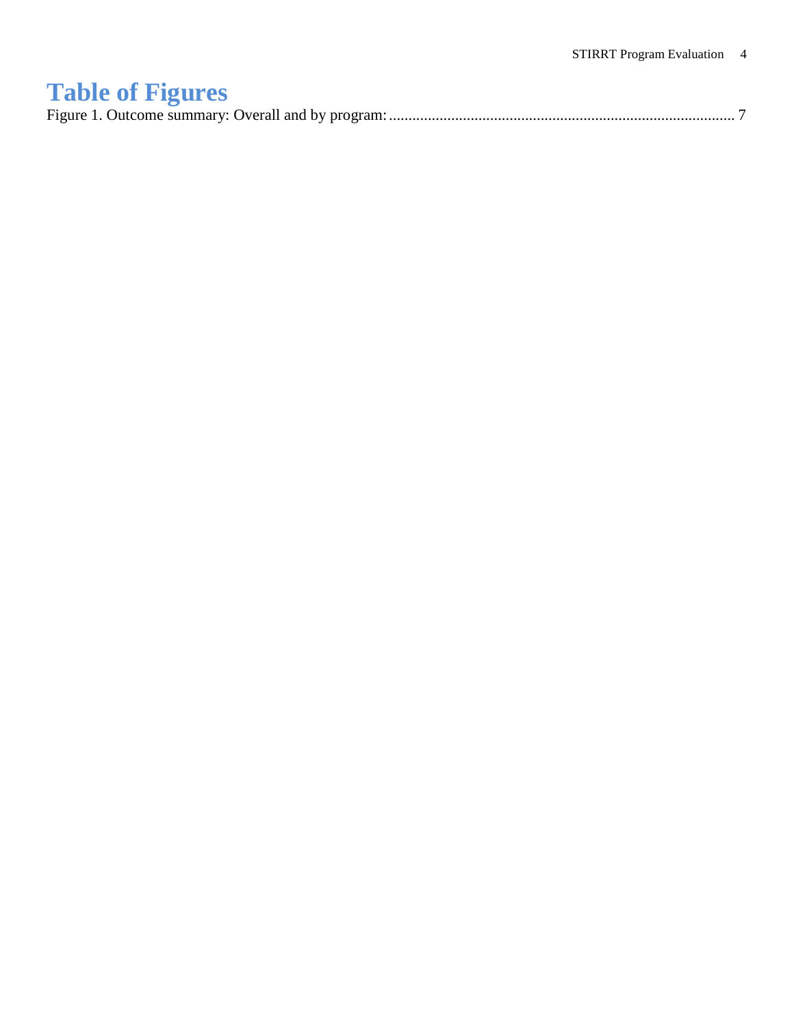# Table of Figures

Figure 1. Outcome summary: Overall and by program: ........................................................................................ 7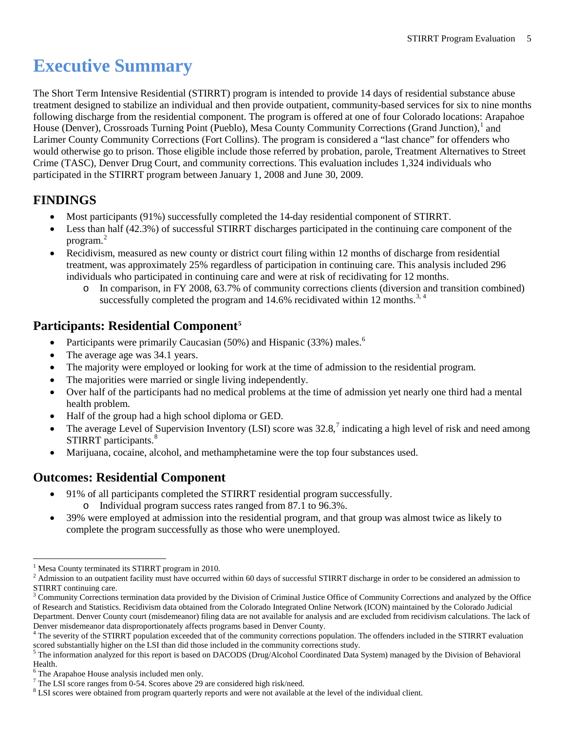# Executive Summary

The Short Term Intensive Residential (STIRRT) program is intended to provide 14 days of residential substance abuse treatment designed to stabilize an individual and then provide outpatient, community-based services for six to nine months following discharge from the residential component. The program is offered at one of four Colorado locations: Arapahoe House (Denver), Crossroads Turning Point (Pueblo), Mesa County Community Corrections (Grand Junction),[1] and Larimer County Community Corrections (Fort Collins). The program is considered a "last chance" for offenders who would otherwise go to prison. Those eligible include those referred by probation, parole, Treatment Alternatives to Street Crime (TASC), Denver Drug Court, and community corrections. This evaluation includes 1,324 individuals who participated in the STIRRT program between January 1, 2008 and June 30, 2009.

## FINDINGS

- Most participants (91%) successfully completed the 14-day residential component of STIRRT.
- Less than half (42.3%) of successful STIRRT discharges participated in the continuing care component of the program.[2]
- Recidivism, measured as new county or district court filing within 12 months of discharge from residential treatment, was approximately 25% regardless of participation in continuing care. This analysis included 296 individuals who participated in continuing care and were at risk of recidivating for 12 months.
  - In comparison, in FY 2008, 63.7% of community corrections clients (diversion and transition combined) successfully completed the program and 14.6% recidivated within 12 months.[3, 4]

## Participants: Residential Component[5]

- Participants were primarily Caucasian (50%) and Hispanic (33%) males.[6]
- The average age was 34.1 years.
- The majority were employed or looking for work at the time of admission to the residential program.
- The majorities were married or single living independently.
- Over half of the participants had no medical problems at the time of admission yet nearly one third had a mental health problem.
- Half of the group had a high school diploma or GED.
- The average Level of Supervision Inventory (LSI) score was 32.8,[7] indicating a high level of risk and need among STIRRT participants.[8]
- Marijuana, cocaine, alcohol, and methamphetamine were the top four substances used.

## Outcomes: Residential Component

- 91% of all participants completed the STIRRT residential program successfully.
  - Individual program success rates ranged from 87.1 to 96.3%.
- 39% were employed at admission into the residential program, and that group was almost twice as likely to complete the program successfully as those who were unemployed.

---

[1] Mesa County terminated its STIRRT program in 2010.

[2] Admission to an outpatient facility must have occurred within 60 days of successful STIRRT discharge in order to be considered an admission to STIRRT continuing care.

[3] Community Corrections termination data provided by the Division of Criminal Justice Office of Community Corrections and analyzed by the Office of Research and Statistics. Recidivism data obtained from the Colorado Integrated Online Network (ICON) maintained by the Colorado Judicial Department. Denver County court (misdemeanor) filing data are not available for analysis and are excluded from recidivism calculations. The lack of Denver misdemeanor data disproportionately affects programs based in Denver County.

[4] The severity of the STIRRT population exceeded that of the community corrections population. The offenders included in the STIRRT evaluation scored substantially higher on the LSI than did those included in the community corrections study.

[5] The information analyzed for this report is based on DACODS (Drug/Alcohol Coordinated Data System) managed by the Division of Behavioral Health.

[6] The Arapahoe House analysis included men only.

[7] The LSI score ranges from 0-54. Scores above 29 are considered high risk/need.

[8] LSI scores were obtained from program quarterly reports and were not available at the level of the individual client.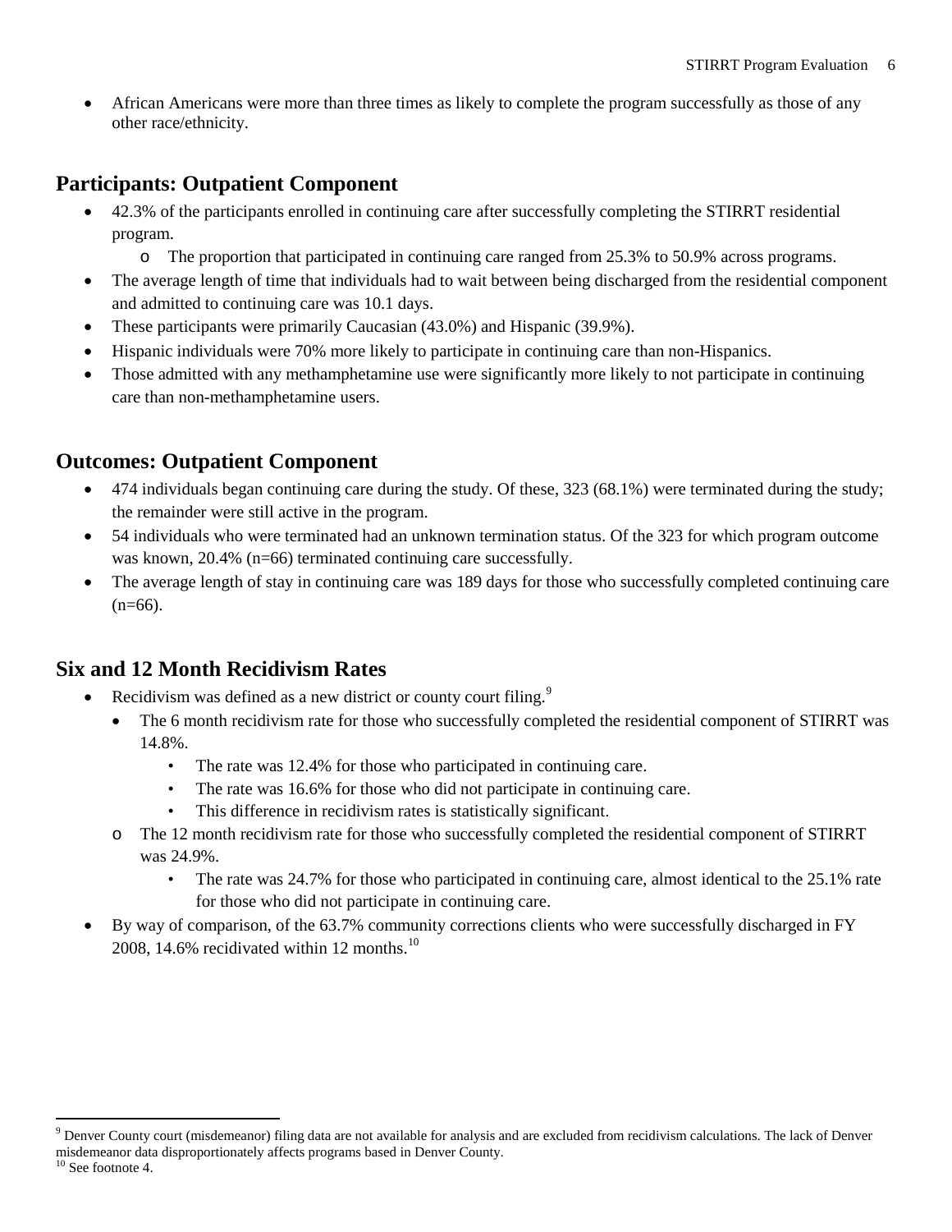- African Americans were more than three times as likely to complete the program successfully as those of any other race/ethnicity.

## Participants: Outpatient Component

- 42.3% of the participants enrolled in continuing care after successfully completing the STIRRT residential program.
  - The proportion that participated in continuing care ranged from 25.3% to 50.9% across programs.
- The average length of time that individuals had to wait between being discharged from the residential component and admitted to continuing care was 10.1 days.
- These participants were primarily Caucasian (43.0%) and Hispanic (39.9%).
- Hispanic individuals were 70% more likely to participate in continuing care than non-Hispanics.
- Those admitted with any methamphetamine use were significantly more likely to not participate in continuing care than non-methamphetamine users.

## Outcomes: Outpatient Component

- 474 individuals began continuing care during the study. Of these, 323 (68.1%) were terminated during the study; the remainder were still active in the program.
- 54 individuals who were terminated had an unknown termination status. Of the 323 for which program outcome was known, 20.4% (n=66) terminated continuing care successfully.
- The average length of stay in continuing care was 189 days for those who successfully completed continuing care (n=66).

## Six and 12 Month Recidivism Rates

- Recidivism was defined as a new district or county court filing.[9]
  - The 6 month recidivism rate for those who successfully completed the residential component of STIRRT was 14.8%.
    - The rate was 12.4% for those who participated in continuing care.
    - The rate was 16.6% for those who did not participate in continuing care.
    - This difference in recidivism rates is statistically significant.
  - The 12 month recidivism rate for those who successfully completed the residential component of STIRRT was 24.9%.
    - The rate was 24.7% for those who participated in continuing care, almost identical to the 25.1% rate for those who did not participate in continuing care.
- By way of comparison, of the 63.7% community corrections clients who were successfully discharged in FY 2008, 14.6% recidivated within 12 months.[10]

---

[9] Denver County court (misdemeanor) filing data are not available for analysis and are excluded from recidivism calculations. The lack of Denver misdemeanor data disproportionately affects programs based in Denver County.

[10] See footnote 4.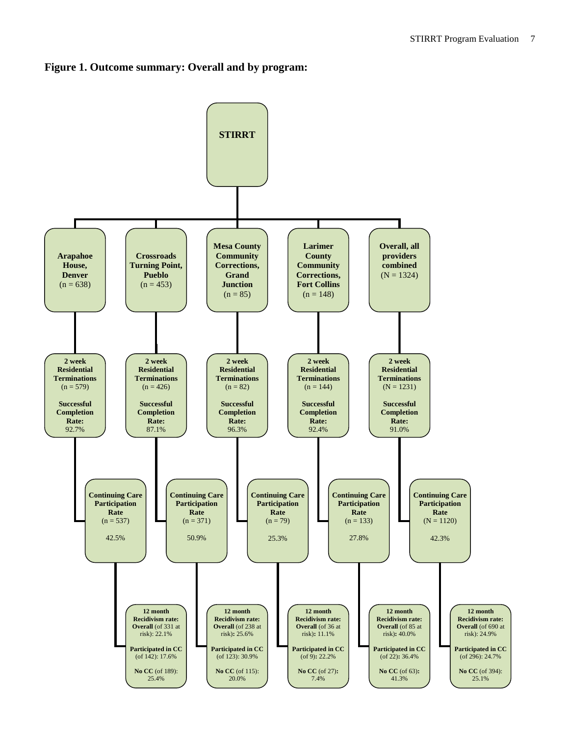**Figure 1. Outcome summary: Overall and by program:**

**STIRRT**

| | Arapahoe House, Denver (n = 638) | Crossroads Turning Point, Pueblo (n = 453) | Mesa County Community Corrections, Grand Junction (n = 85) | Larimer County Community Corrections, Fort Collins (n = 148) | Overall, all providers combined (N = 1324) |
|---|---|---|---|---|---|
| 2 week Residential Terminations | (n = 579) | (n = 426) | (n = 82) | (n = 144) | (N = 1231) |
| Successful Completion Rate | 92.7% | 87.1% | 96.3% | 92.4% | 91.0% |
| Continuing Care Participation Rate | (n = 537) 42.5% | (n = 371) 50.9% | (n = 79) 25.3% | (n = 133) 27.8% | (N = 1120) 42.3% |
| 12 month Recidivism rate: Overall | (of 331 at risk): 22.1% | (of 238 at risk): 25.6% | (of 36 at risk): 11.1% | (of 85 at risk): 40.0% | (of 690 at risk): 24.9% |
| Participated in CC | (of 142): 17.6% | (of 123): 30.9% | (of 9): 22.2% | (of 22): 36.4% | (of 296): 24.7% |
| No CC | (of 189): 25.4% | (of 115): 20.0% | (of 27): 7.4% | (of 63): 41.3% | (of 394): 25.1% |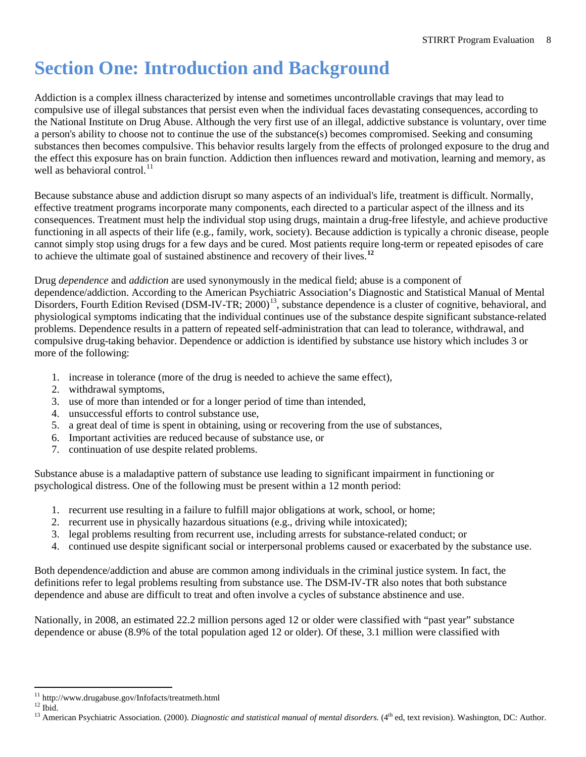# Section One: Introduction and Background

Addiction is a complex illness characterized by intense and sometimes uncontrollable cravings that may lead to compulsive use of illegal substances that persist even when the individual faces devastating consequences, according to the National Institute on Drug Abuse. Although the very first use of an illegal, addictive substance is voluntary, over time a person's ability to choose not to continue the use of the substance(s) becomes compromised. Seeking and consuming substances then becomes compulsive. This behavior results largely from the effects of prolonged exposure to the drug and the effect this exposure has on brain function. Addiction then influences reward and motivation, learning and memory, as well as behavioral control.[11]

Because substance abuse and addiction disrupt so many aspects of an individual's life, treatment is difficult. Normally, effective treatment programs incorporate many components, each directed to a particular aspect of the illness and its consequences. Treatment must help the individual stop using drugs, maintain a drug-free lifestyle, and achieve productive functioning in all aspects of their life (e.g., family, work, society). Because addiction is typically a chronic disease, people cannot simply stop using drugs for a few days and be cured. Most patients require long-term or repeated episodes of care to achieve the ultimate goal of sustained abstinence and recovery of their lives.[12]

Drug *dependence* and *addiction* are used synonymously in the medical field; abuse is a component of dependence/addiction. According to the American Psychiatric Association's Diagnostic and Statistical Manual of Mental Disorders, Fourth Edition Revised (DSM-IV-TR; 2000)[13], substance dependence is a cluster of cognitive, behavioral, and physiological symptoms indicating that the individual continues use of the substance despite significant substance-related problems. Dependence results in a pattern of repeated self-administration that can lead to tolerance, withdrawal, and compulsive drug-taking behavior. Dependence or addiction is identified by substance use history which includes 3 or more of the following:

1. increase in tolerance (more of the drug is needed to achieve the same effect),
2. withdrawal symptoms,
3. use of more than intended or for a longer period of time than intended,
4. unsuccessful efforts to control substance use,
5. a great deal of time is spent in obtaining, using or recovering from the use of substances,
6. Important activities are reduced because of substance use, or
7. continuation of use despite related problems.

Substance abuse is a maladaptive pattern of substance use leading to significant impairment in functioning or psychological distress. One of the following must be present within a 12 month period:

1. recurrent use resulting in a failure to fulfill major obligations at work, school, or home;
2. recurrent use in physically hazardous situations (e.g., driving while intoxicated);
3. legal problems resulting from recurrent use, including arrests for substance-related conduct; or
4. continued use despite significant social or interpersonal problems caused or exacerbated by the substance use.

Both dependence/addiction and abuse are common among individuals in the criminal justice system. In fact, the definitions refer to legal problems resulting from substance use. The DSM-IV-TR also notes that both substance dependence and abuse are difficult to treat and often involve a cycles of substance abstinence and use.

Nationally, in 2008, an estimated 22.2 million persons aged 12 or older were classified with "past year" substance dependence or abuse (8.9% of the total population aged 12 or older). Of these, 3.1 million were classified with

---

[11] http://www.drugabuse.gov/Infofacts/treatmeth.html

[12] Ibid.

[13] American Psychiatric Association. (2000). *Diagnostic and statistical manual of mental disorders.* (4th ed, text revision). Washington, DC: Author.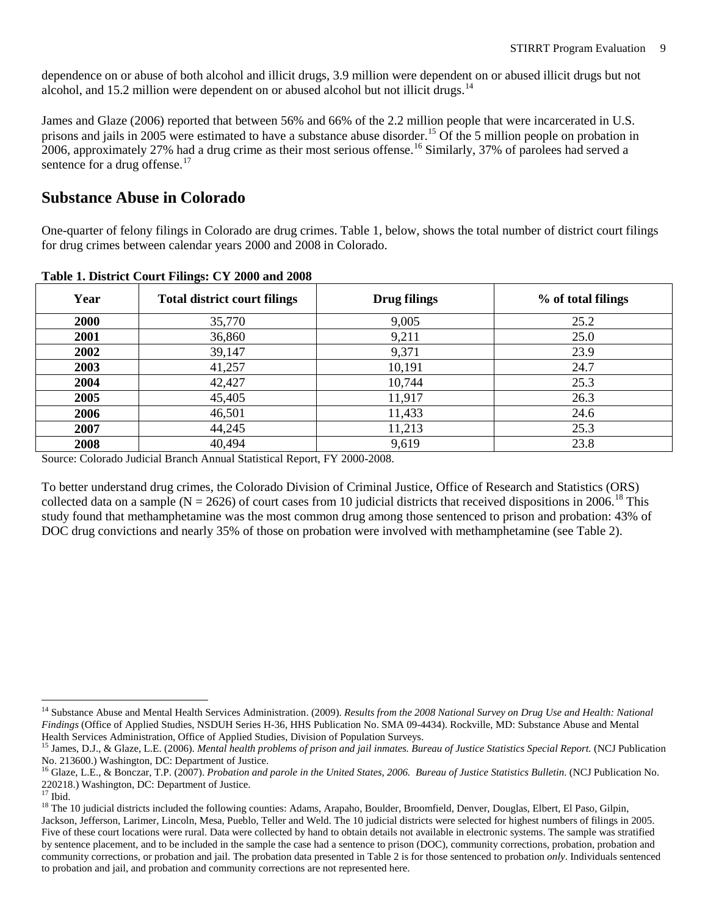dependence on or abuse of both alcohol and illicit drugs, 3.9 million were dependent on or abused illicit drugs but not alcohol, and 15.2 million were dependent on or abused alcohol but not illicit drugs.[14]

James and Glaze (2006) reported that between 56% and 66% of the 2.2 million people that were incarcerated in U.S. prisons and jails in 2005 were estimated to have a substance abuse disorder.[15] Of the 5 million people on probation in 2006, approximately 27% had a drug crime as their most serious offense.[16] Similarly, 37% of parolees had served a sentence for a drug offense.[17]

## Substance Abuse in Colorado

One-quarter of felony filings in Colorado are drug crimes. Table 1, below, shows the total number of district court filings for drug crimes between calendar years 2000 and 2008 in Colorado.

**Table 1. District Court Filings: CY 2000 and 2008**

| Year | Total district court filings | Drug filings | % of total filings |
|---|---|---|---|
| **2000** | 35,770 | 9,005 | 25.2 |
| **2001** | 36,860 | 9,211 | 25.0 |
| **2002** | 39,147 | 9,371 | 23.9 |
| **2003** | 41,257 | 10,191 | 24.7 |
| **2004** | 42,427 | 10,744 | 25.3 |
| **2005** | 45,405 | 11,917 | 26.3 |
| **2006** | 46,501 | 11,433 | 24.6 |
| **2007** | 44,245 | 11,213 | 25.3 |
| **2008** | 40,494 | 9,619 | 23.8 |

Source: Colorado Judicial Branch Annual Statistical Report, FY 2000-2008.

To better understand drug crimes, the Colorado Division of Criminal Justice, Office of Research and Statistics (ORS) collected data on a sample (N = 2626) of court cases from 10 judicial districts that received dispositions in 2006.[18] This study found that methamphetamine was the most common drug among those sentenced to prison and probation: 43% of DOC drug convictions and nearly 35% of those on probation were involved with methamphetamine (see Table 2).

---

[14] Substance Abuse and Mental Health Services Administration. (2009). *Results from the 2008 National Survey on Drug Use and Health: National Findings* (Office of Applied Studies, NSDUH Series H-36, HHS Publication No. SMA 09-4434). Rockville, MD: Substance Abuse and Mental Health Services Administration, Office of Applied Studies, Division of Population Surveys.

[15] James, D.J., & Glaze, L.E. (2006). *Mental health problems of prison and jail inmates. Bureau of Justice Statistics Special Report.* (NCJ Publication No. 213600.) Washington, DC: Department of Justice.

[16] Glaze, L.E., & Bonczar, T.P. (2007). *Probation and parole in the United States, 2006. Bureau of Justice Statistics Bulletin.* (NCJ Publication No. 220218.) Washington, DC: Department of Justice.

[17] Ibid.

[18] The 10 judicial districts included the following counties: Adams, Arapaho, Boulder, Broomfield, Denver, Douglas, Elbert, El Paso, Gilpin, Jackson, Jefferson, Larimer, Lincoln, Mesa, Pueblo, Teller and Weld. The 10 judicial districts were selected for highest numbers of filings in 2005. Five of these court locations were rural. Data were collected by hand to obtain details not available in electronic systems. The sample was stratified by sentence placement, and to be included in the sample the case had a sentence to prison (DOC), community corrections, probation, probation and community corrections, or probation and jail. The probation data presented in Table 2 is for those sentenced to probation *only*. Individuals sentenced to probation and jail, and probation and community corrections are not represented here.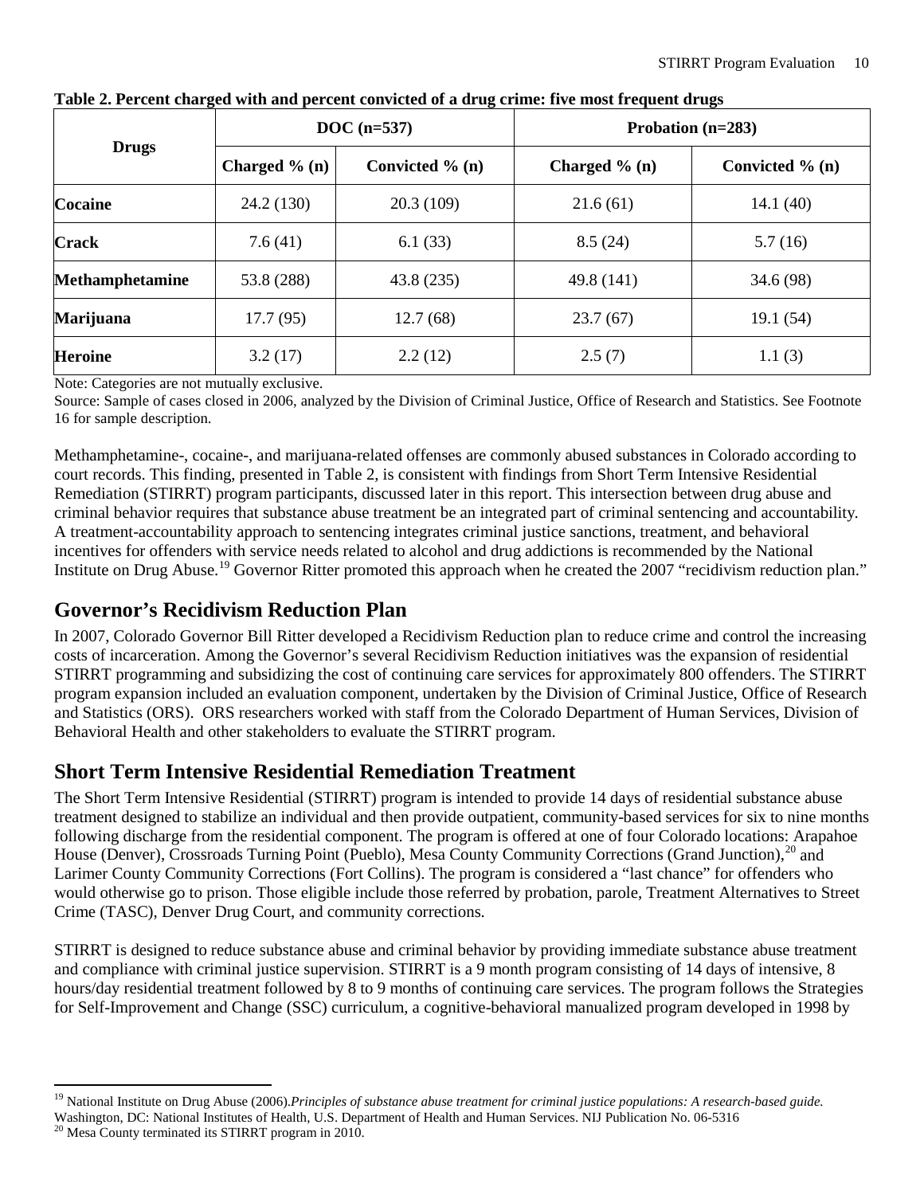**Table 2. Percent charged with and percent convicted of a drug crime: five most frequent drugs**

| Drugs | DOC (n=537) | | Probation (n=283) | |
|---|---|---|---|---|
| | Charged % (n) | Convicted % (n) | Charged % (n) | Convicted % (n) |
| **Cocaine** | 24.2 (130) | 20.3 (109) | 21.6 (61) | 14.1 (40) |
| **Crack** | 7.6 (41) | 6.1 (33) | 8.5 (24) | 5.7 (16) |
| **Methamphetamine** | 53.8 (288) | 43.8 (235) | 49.8 (141) | 34.6 (98) |
| **Marijuana** | 17.7 (95) | 12.7 (68) | 23.7 (67) | 19.1 (54) |
| **Heroine** | 3.2 (17) | 2.2 (12) | 2.5 (7) | 1.1 (3) |

Note: Categories are not mutually exclusive.

Source: Sample of cases closed in 2006, analyzed by the Division of Criminal Justice, Office of Research and Statistics. See Footnote 16 for sample description.

Methamphetamine-, cocaine-, and marijuana-related offenses are commonly abused substances in Colorado according to court records. This finding, presented in Table 2, is consistent with findings from Short Term Intensive Residential Remediation (STIRRT) program participants, discussed later in this report. This intersection between drug abuse and criminal behavior requires that substance abuse treatment be an integrated part of criminal sentencing and accountability. A treatment-accountability approach to sentencing integrates criminal justice sanctions, treatment, and behavioral incentives for offenders with service needs related to alcohol and drug addictions is recommended by the National Institute on Drug Abuse.[19] Governor Ritter promoted this approach when he created the 2007 "recidivism reduction plan."

## Governor's Recidivism Reduction Plan

In 2007, Colorado Governor Bill Ritter developed a Recidivism Reduction plan to reduce crime and control the increasing costs of incarceration. Among the Governor's several Recidivism Reduction initiatives was the expansion of residential STIRRT programming and subsidizing the cost of continuing care services for approximately 800 offenders. The STIRRT program expansion included an evaluation component, undertaken by the Division of Criminal Justice, Office of Research and Statistics (ORS). ORS researchers worked with staff from the Colorado Department of Human Services, Division of Behavioral Health and other stakeholders to evaluate the STIRRT program.

## Short Term Intensive Residential Remediation Treatment

The Short Term Intensive Residential (STIRRT) program is intended to provide 14 days of residential substance abuse treatment designed to stabilize an individual and then provide outpatient, community-based services for six to nine months following discharge from the residential component. The program is offered at one of four Colorado locations: Arapahoe House (Denver), Crossroads Turning Point (Pueblo), Mesa County Community Corrections (Grand Junction),[20] and Larimer County Community Corrections (Fort Collins). The program is considered a "last chance" for offenders who would otherwise go to prison. Those eligible include those referred by probation, parole, Treatment Alternatives to Street Crime (TASC), Denver Drug Court, and community corrections.

STIRRT is designed to reduce substance abuse and criminal behavior by providing immediate substance abuse treatment and compliance with criminal justice supervision. STIRRT is a 9 month program consisting of 14 days of intensive, 8 hours/day residential treatment followed by 8 to 9 months of continuing care services. The program follows the Strategies for Self-Improvement and Change (SSC) curriculum, a cognitive-behavioral manualized program developed in 1998 by

---

[19] National Institute on Drug Abuse (2006).*Principles of substance abuse treatment for criminal justice populations: A research-based guide.* Washington, DC: National Institutes of Health, U.S. Department of Health and Human Services. NIJ Publication No. 06-5316

[20] Mesa County terminated its STIRRT program in 2010.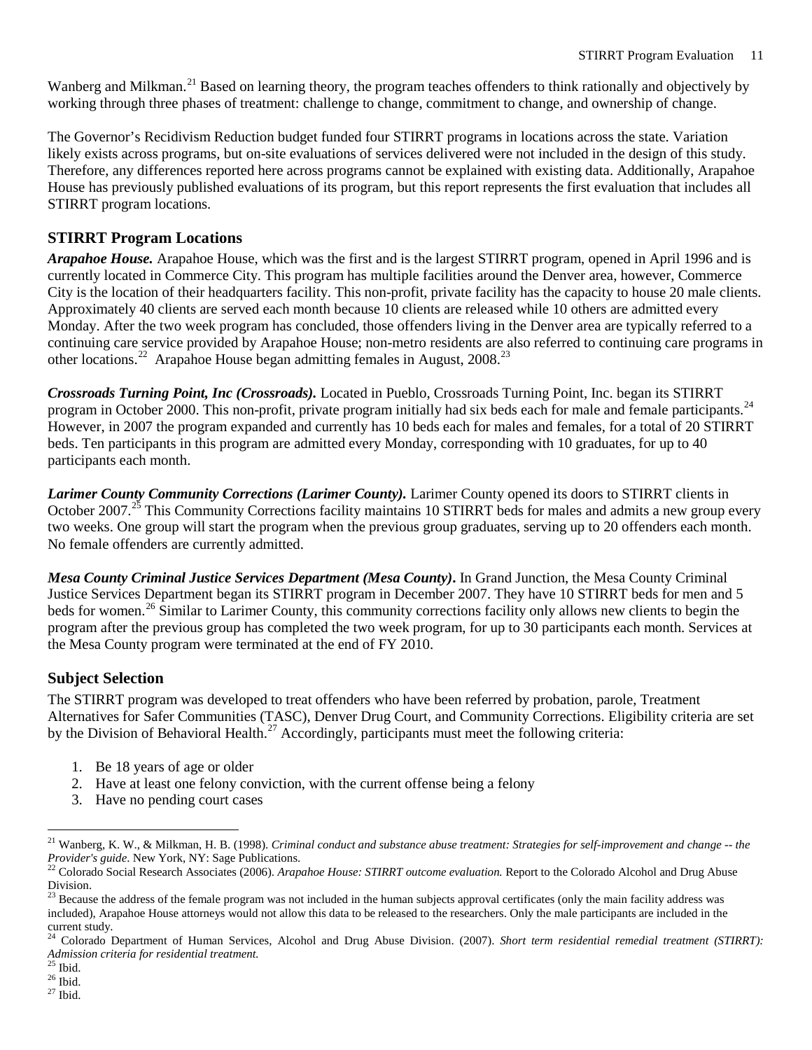Wanberg and Milkman.[21] Based on learning theory, the program teaches offenders to think rationally and objectively by working through three phases of treatment: challenge to change, commitment to change, and ownership of change.

The Governor's Recidivism Reduction budget funded four STIRRT programs in locations across the state. Variation likely exists across programs, but on-site evaluations of services delivered were not included in the design of this study. Therefore, any differences reported here across programs cannot be explained with existing data. Additionally, Arapahoe House has previously published evaluations of its program, but this report represents the first evaluation that includes all STIRRT program locations.

## STIRRT Program Locations

***Arapahoe House.*** Arapahoe House, which was the first and is the largest STIRRT program, opened in April 1996 and is currently located in Commerce City. This program has multiple facilities around the Denver area, however, Commerce City is the location of their headquarters facility. This non-profit, private facility has the capacity to house 20 male clients. Approximately 40 clients are served each month because 10 clients are released while 10 others are admitted every Monday. After the two week program has concluded, those offenders living in the Denver area are typically referred to a continuing care service provided by Arapahoe House; non-metro residents are also referred to continuing care programs in other locations.[22] Arapahoe House began admitting females in August, 2008.[23]

***Crossroads Turning Point, Inc (Crossroads).*** Located in Pueblo, Crossroads Turning Point, Inc. began its STIRRT program in October 2000. This non-profit, private program initially had six beds each for male and female participants.[24] However, in 2007 the program expanded and currently has 10 beds each for males and females, for a total of 20 STIRRT beds. Ten participants in this program are admitted every Monday, corresponding with 10 graduates, for up to 40 participants each month.

***Larimer County Community Corrections (Larimer County).*** Larimer County opened its doors to STIRRT clients in October 2007.[25] This Community Corrections facility maintains 10 STIRRT beds for males and admits a new group every two weeks. One group will start the program when the previous group graduates, serving up to 20 offenders each month. No female offenders are currently admitted.

***Mesa County Criminal Justice Services Department (Mesa County).*** In Grand Junction, the Mesa County Criminal Justice Services Department began its STIRRT program in December 2007. They have 10 STIRRT beds for men and 5 beds for women.[26] Similar to Larimer County, this community corrections facility only allows new clients to begin the program after the previous group has completed the two week program, for up to 30 participants each month. Services at the Mesa County program were terminated at the end of FY 2010.

## Subject Selection

The STIRRT program was developed to treat offenders who have been referred by probation, parole, Treatment Alternatives for Safer Communities (TASC), Denver Drug Court, and Community Corrections. Eligibility criteria are set by the Division of Behavioral Health.[27] Accordingly, participants must meet the following criteria:

1. Be 18 years of age or older
2. Have at least one felony conviction, with the current offense being a felony
3. Have no pending court cases

---

[21] Wanberg, K. W., & Milkman, H. B. (1998). *Criminal conduct and substance abuse treatment: Strategies for self-improvement and change -- the Provider's guide*. New York, NY: Sage Publications.

[22] Colorado Social Research Associates (2006). *Arapahoe House: STIRRT outcome evaluation.* Report to the Colorado Alcohol and Drug Abuse Division.

[23] Because the address of the female program was not included in the human subjects approval certificates (only the main facility address was included), Arapahoe House attorneys would not allow this data to be released to the researchers. Only the male participants are included in the current study.

[24] Colorado Department of Human Services, Alcohol and Drug Abuse Division. (2007). *Short term residential remedial treatment (STIRRT): Admission criteria for residential treatment.*

[25] Ibid.

[26] Ibid.

[27] Ibid.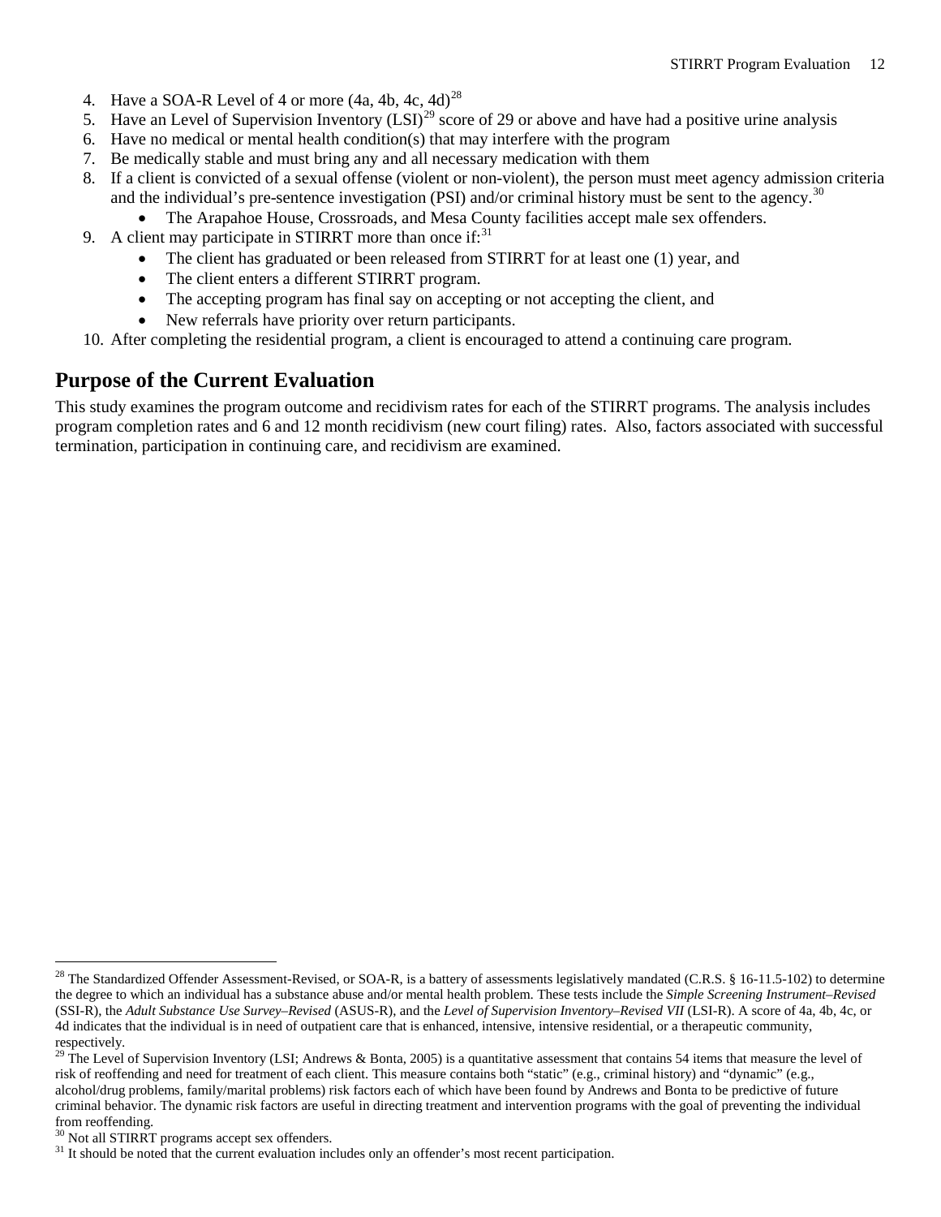4. Have a SOA-R Level of 4 or more (4a, 4b, 4c, 4d)[28]
5. Have an Level of Supervision Inventory (LSI)[29] score of 29 or above and have had a positive urine analysis
6. Have no medical or mental health condition(s) that may interfere with the program
7. Be medically stable and must bring any and all necessary medication with them
8. If a client is convicted of a sexual offense (violent or non-violent), the person must meet agency admission criteria and the individual's pre-sentence investigation (PSI) and/or criminal history must be sent to the agency.[30]
    - The Arapahoe House, Crossroads, and Mesa County facilities accept male sex offenders.
9. A client may participate in STIRRT more than once if:[31]
    - The client has graduated or been released from STIRRT for at least one (1) year, and
    - The client enters a different STIRRT program.
    - The accepting program has final say on accepting or not accepting the client, and
    - New referrals have priority over return participants.
10. After completing the residential program, a client is encouraged to attend a continuing care program.

## Purpose of the Current Evaluation

This study examines the program outcome and recidivism rates for each of the STIRRT programs. The analysis includes program completion rates and 6 and 12 month recidivism (new court filing) rates. Also, factors associated with successful termination, participation in continuing care, and recidivism are examined.

---

[28] The Standardized Offender Assessment-Revised, or SOA-R, is a battery of assessments legislatively mandated (C.R.S. § 16-11.5-102) to determine the degree to which an individual has a substance abuse and/or mental health problem. These tests include the *Simple Screening Instrument–Revised* (SSI-R), the *Adult Substance Use Survey–Revised* (ASUS-R), and the *Level of Supervision Inventory–Revised VII* (LSI-R). A score of 4a, 4b, 4c, or 4d indicates that the individual is in need of outpatient care that is enhanced, intensive, intensive residential, or a therapeutic community, respectively.

[29] The Level of Supervision Inventory (LSI; Andrews & Bonta, 2005) is a quantitative assessment that contains 54 items that measure the level of risk of reoffending and need for treatment of each client. This measure contains both "static" (e.g., criminal history) and "dynamic" (e.g., alcohol/drug problems, family/marital problems) risk factors each of which have been found by Andrews and Bonta to be predictive of future criminal behavior. The dynamic risk factors are useful in directing treatment and intervention programs with the goal of preventing the individual from reoffending.

[30] Not all STIRRT programs accept sex offenders.

[31] It should be noted that the current evaluation includes only an offender's most recent participation.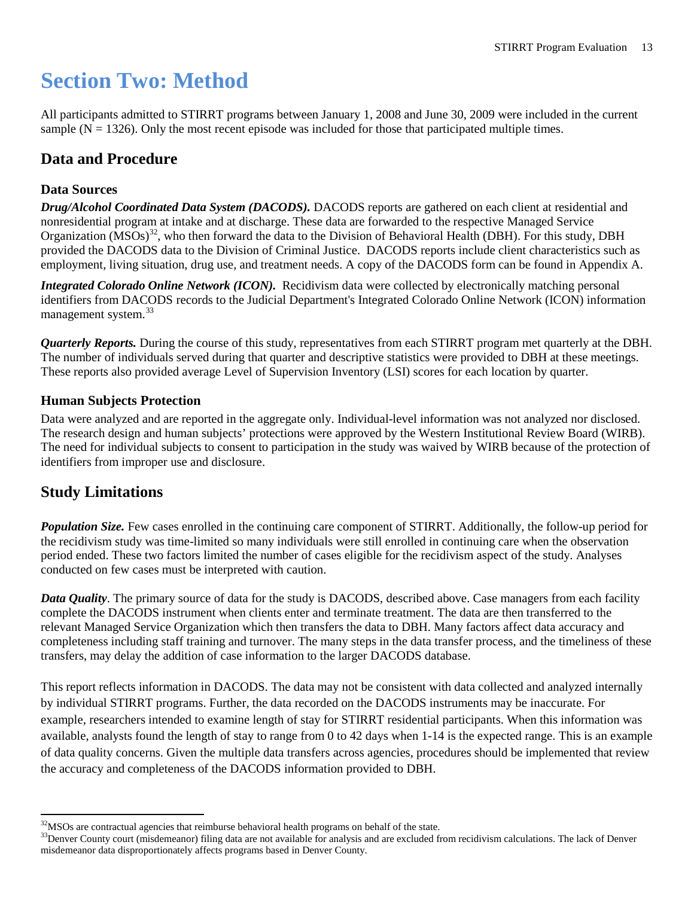# Section Two: Method

All participants admitted to STIRRT programs between January 1, 2008 and June 30, 2009 were included in the current sample (N = 1326). Only the most recent episode was included for those that participated multiple times.

## Data and Procedure

### Data Sources

***Drug/Alcohol Coordinated Data System (DACODS).*** DACODS reports are gathered on each client at residential and nonresidential program at intake and at discharge. These data are forwarded to the respective Managed Service Organization (MSOs)[32], who then forward the data to the Division of Behavioral Health (DBH). For this study, DBH provided the DACODS data to the Division of Criminal Justice. DACODS reports include client characteristics such as employment, living situation, drug use, and treatment needs. A copy of the DACODS form can be found in Appendix A.

***Integrated Colorado Online Network (ICON).*** Recidivism data were collected by electronically matching personal identifiers from DACODS records to the Judicial Department's Integrated Colorado Online Network (ICON) information management system.[33]

***Quarterly Reports.*** During the course of this study, representatives from each STIRRT program met quarterly at the DBH. The number of individuals served during that quarter and descriptive statistics were provided to DBH at these meetings. These reports also provided average Level of Supervision Inventory (LSI) scores for each location by quarter.

### Human Subjects Protection

Data were analyzed and are reported in the aggregate only. Individual-level information was not analyzed nor disclosed. The research design and human subjects' protections were approved by the Western Institutional Review Board (WIRB). The need for individual subjects to consent to participation in the study was waived by WIRB because of the protection of identifiers from improper use and disclosure.

## Study Limitations

***Population Size.*** Few cases enrolled in the continuing care component of STIRRT. Additionally, the follow-up period for the recidivism study was time-limited so many individuals were still enrolled in continuing care when the observation period ended. These two factors limited the number of cases eligible for the recidivism aspect of the study. Analyses conducted on few cases must be interpreted with caution.

***Data Quality***. The primary source of data for the study is DACODS, described above. Case managers from each facility complete the DACODS instrument when clients enter and terminate treatment. The data are then transferred to the relevant Managed Service Organization which then transfers the data to DBH. Many factors affect data accuracy and completeness including staff training and turnover. The many steps in the data transfer process, and the timeliness of these transfers, may delay the addition of case information to the larger DACODS database.

This report reflects information in DACODS. The data may not be consistent with data collected and analyzed internally by individual STIRRT programs. Further, the data recorded on the DACODS instruments may be inaccurate. For example, researchers intended to examine length of stay for STIRRT residential participants. When this information was available, analysts found the length of stay to range from 0 to 42 days when 1-14 is the expected range. This is an example of data quality concerns. Given the multiple data transfers across agencies, procedures should be implemented that review the accuracy and completeness of the DACODS information provided to DBH.

---

[32] MSOs are contractual agencies that reimburse behavioral health programs on behalf of the state.

[33] Denver County court (misdemeanor) filing data are not available for analysis and are excluded from recidivism calculations. The lack of Denver misdemeanor data disproportionately affects programs based in Denver County.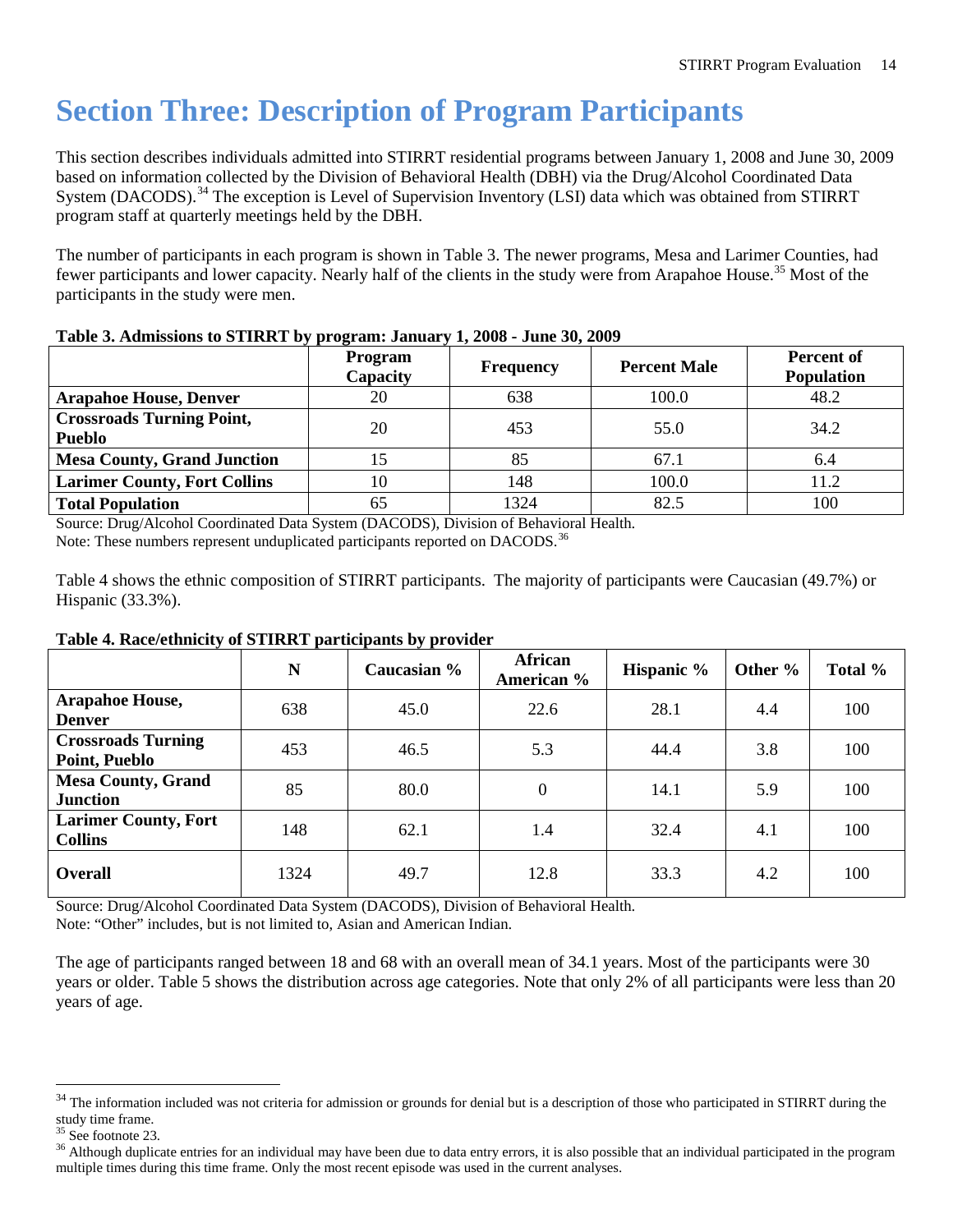# Section Three: Description of Program Participants

This section describes individuals admitted into STIRRT residential programs between January 1, 2008 and June 30, 2009 based on information collected by the Division of Behavioral Health (DBH) via the Drug/Alcohol Coordinated Data System (DACODS).[34] The exception is Level of Supervision Inventory (LSI) data which was obtained from STIRRT program staff at quarterly meetings held by the DBH.

The number of participants in each program is shown in Table 3. The newer programs, Mesa and Larimer Counties, had fewer participants and lower capacity. Nearly half of the clients in the study were from Arapahoe House.[35] Most of the participants in the study were men.

**Table 3. Admissions to STIRRT by program: January 1, 2008 - June 30, 2009**

| | Program Capacity | Frequency | Percent Male | Percent of Population |
|---|---|---|---|---|
| **Arapahoe House, Denver** | 20 | 638 | 100.0 | 48.2 |
| **Crossroads Turning Point, Pueblo** | 20 | 453 | 55.0 | 34.2 |
| **Mesa County, Grand Junction** | 15 | 85 | 67.1 | 6.4 |
| **Larimer County, Fort Collins** | 10 | 148 | 100.0 | 11.2 |
| **Total Population** | 65 | 1324 | 82.5 | 100 |

Source: Drug/Alcohol Coordinated Data System (DACODS), Division of Behavioral Health.
Note: These numbers represent unduplicated participants reported on DACODS.[36]

Table 4 shows the ethnic composition of STIRRT participants. The majority of participants were Caucasian (49.7%) or Hispanic (33.3%).

**Table 4. Race/ethnicity of STIRRT participants by provider**

| | N | Caucasian % | African American % | Hispanic % | Other % | Total % |
|---|---|---|---|---|---|---|
| **Arapahoe House, Denver** | 638 | 45.0 | 22.6 | 28.1 | 4.4 | 100 |
| **Crossroads Turning Point, Pueblo** | 453 | 46.5 | 5.3 | 44.4 | 3.8 | 100 |
| **Mesa County, Grand Junction** | 85 | 80.0 | 0 | 14.1 | 5.9 | 100 |
| **Larimer County, Fort Collins** | 148 | 62.1 | 1.4 | 32.4 | 4.1 | 100 |
| **Overall** | 1324 | 49.7 | 12.8 | 33.3 | 4.2 | 100 |

Source: Drug/Alcohol Coordinated Data System (DACODS), Division of Behavioral Health.
Note: "Other" includes, but is not limited to, Asian and American Indian.

The age of participants ranged between 18 and 68 with an overall mean of 34.1 years. Most of the participants were 30 years or older. Table 5 shows the distribution across age categories. Note that only 2% of all participants were less than 20 years of age.

---

[34] The information included was not criteria for admission or grounds for denial but is a description of those who participated in STIRRT during the study time frame.

[35] See footnote 23.

[36] Although duplicate entries for an individual may have been due to data entry errors, it is also possible that an individual participated in the program multiple times during this time frame. Only the most recent episode was used in the current analyses.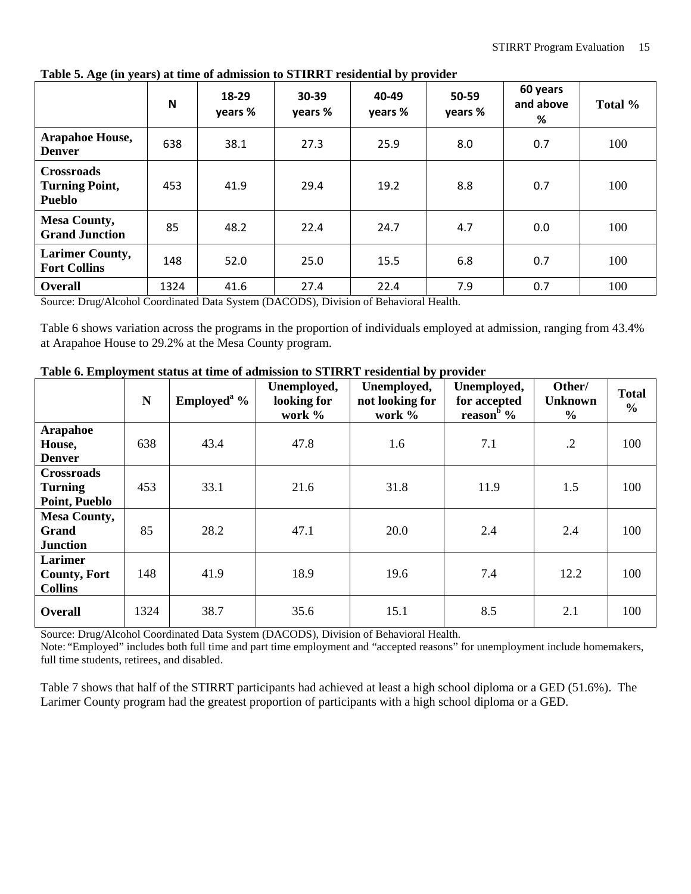**Table 5. Age (in years) at time of admission to STIRRT residential by provider**

| | N | 18-29 years % | 30-39 years % | 40-49 years % | 50-59 years % | 60 years and above % | Total % |
|---|---|---|---|---|---|---|---|
| **Arapahoe House, Denver** | 638 | 38.1 | 27.3 | 25.9 | 8.0 | 0.7 | 100 |
| **Crossroads Turning Point, Pueblo** | 453 | 41.9 | 29.4 | 19.2 | 8.8 | 0.7 | 100 |
| **Mesa County, Grand Junction** | 85 | 48.2 | 22.4 | 24.7 | 4.7 | 0.0 | 100 |
| **Larimer County, Fort Collins** | 148 | 52.0 | 25.0 | 15.5 | 6.8 | 0.7 | 100 |
| **Overall** | 1324 | 41.6 | 27.4 | 22.4 | 7.9 | 0.7 | 100 |

Source: Drug/Alcohol Coordinated Data System (DACODS), Division of Behavioral Health.

Table 6 shows variation across the programs in the proportion of individuals employed at admission, ranging from 43.4% at Arapahoe House to 29.2% at the Mesa County program.

**Table 6. Employment status at time of admission to STIRRT residential by provider**

| | N | Employed[a] % | Unemployed, looking for work % | Unemployed, not looking for work % | Unemployed, for accepted reason[b] % | Other/ Unknown % | Total % |
|---|---|---|---|---|---|---|---|
| **Arapahoe House, Denver** | 638 | 43.4 | 47.8 | 1.6 | 7.1 | .2 | 100 |
| **Crossroads Turning Point, Pueblo** | 453 | 33.1 | 21.6 | 31.8 | 11.9 | 1.5 | 100 |
| **Mesa County, Grand Junction** | 85 | 28.2 | 47.1 | 20.0 | 2.4 | 2.4 | 100 |
| **Larimer County, Fort Collins** | 148 | 41.9 | 18.9 | 19.6 | 7.4 | 12.2 | 100 |
| **Overall** | 1324 | 38.7 | 35.6 | 15.1 | 8.5 | 2.1 | 100 |

Source: Drug/Alcohol Coordinated Data System (DACODS), Division of Behavioral Health.
Note: "Employed" includes both full time and part time employment and "accepted reasons" for unemployment include homemakers, full time students, retirees, and disabled.

Table 7 shows that half of the STIRRT participants had achieved at least a high school diploma or a GED (51.6%). The Larimer County program had the greatest proportion of participants with a high school diploma or a GED.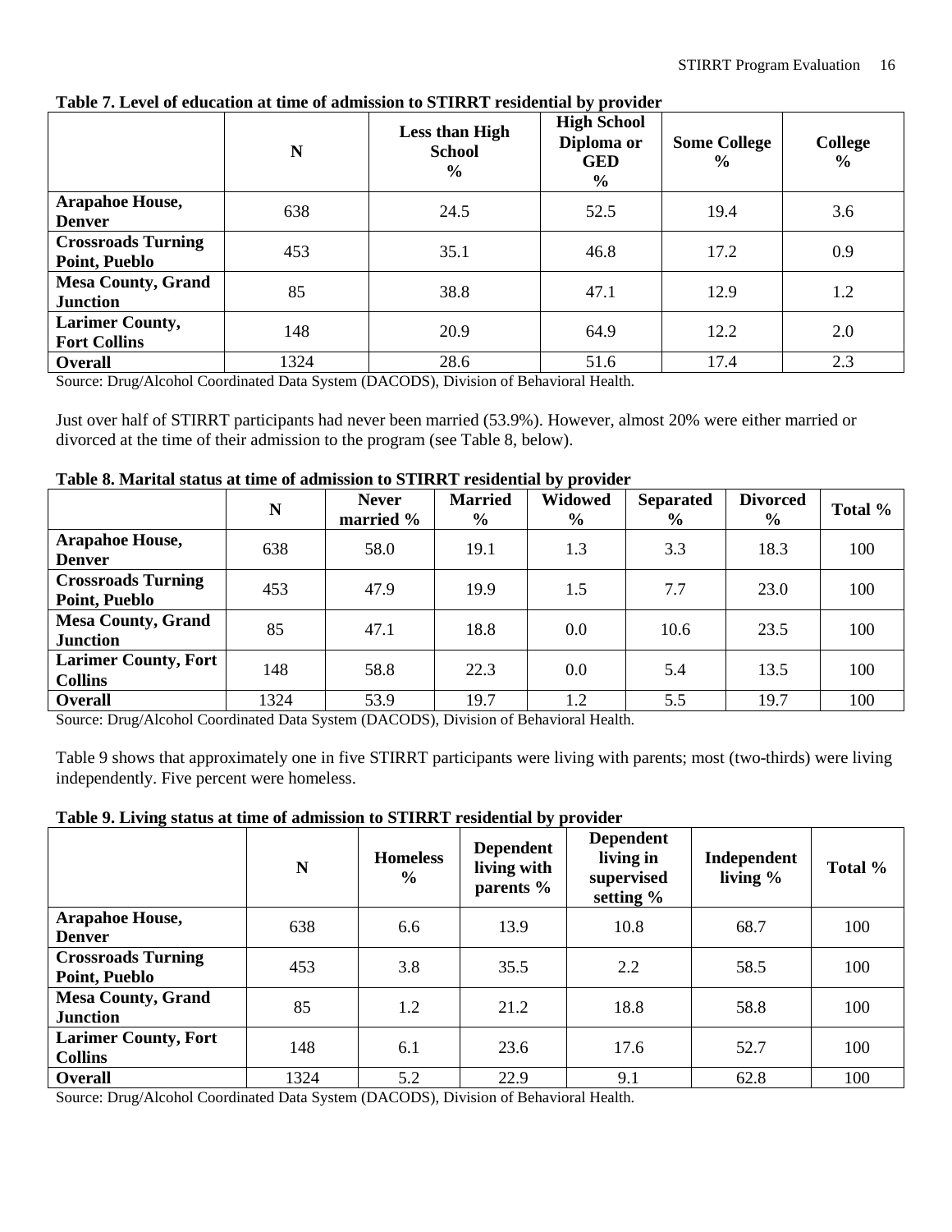**Table 7. Level of education at time of admission to STIRRT residential by provider**

| | N | Less than High School % | High School Diploma or GED % | Some College % | College % |
|---|---|---|---|---|---|
| **Arapahoe House, Denver** | 638 | 24.5 | 52.5 | 19.4 | 3.6 |
| **Crossroads Turning Point, Pueblo** | 453 | 35.1 | 46.8 | 17.2 | 0.9 |
| **Mesa County, Grand Junction** | 85 | 38.8 | 47.1 | 12.9 | 1.2 |
| **Larimer County, Fort Collins** | 148 | 20.9 | 64.9 | 12.2 | 2.0 |
| **Overall** | 1324 | 28.6 | 51.6 | 17.4 | 2.3 |

Source: Drug/Alcohol Coordinated Data System (DACODS), Division of Behavioral Health.

Just over half of STIRRT participants had never been married (53.9%). However, almost 20% were either married or divorced at the time of their admission to the program (see Table 8, below).

**Table 8. Marital status at time of admission to STIRRT residential by provider**

| | N | Never married % | Married % | Widowed % | Separated % | Divorced % | Total % |
|---|---|---|---|---|---|---|---|
| **Arapahoe House, Denver** | 638 | 58.0 | 19.1 | 1.3 | 3.3 | 18.3 | 100 |
| **Crossroads Turning Point, Pueblo** | 453 | 47.9 | 19.9 | 1.5 | 7.7 | 23.0 | 100 |
| **Mesa County, Grand Junction** | 85 | 47.1 | 18.8 | 0.0 | 10.6 | 23.5 | 100 |
| **Larimer County, Fort Collins** | 148 | 58.8 | 22.3 | 0.0 | 5.4 | 13.5 | 100 |
| **Overall** | 1324 | 53.9 | 19.7 | 1.2 | 5.5 | 19.7 | 100 |

Source: Drug/Alcohol Coordinated Data System (DACODS), Division of Behavioral Health.

Table 9 shows that approximately one in five STIRRT participants were living with parents; most (two-thirds) were living independently. Five percent were homeless.

**Table 9. Living status at time of admission to STIRRT residential by provider**

| | N | Homeless % | Dependent living with parents % | Dependent living in supervised setting % | Independent living % | Total % |
|---|---|---|---|---|---|---|
| **Arapahoe House, Denver** | 638 | 6.6 | 13.9 | 10.8 | 68.7 | 100 |
| **Crossroads Turning Point, Pueblo** | 453 | 3.8 | 35.5 | 2.2 | 58.5 | 100 |
| **Mesa County, Grand Junction** | 85 | 1.2 | 21.2 | 18.8 | 58.8 | 100 |
| **Larimer County, Fort Collins** | 148 | 6.1 | 23.6 | 17.6 | 52.7 | 100 |
| **Overall** | 1324 | 5.2 | 22.9 | 9.1 | 62.8 | 100 |

Source: Drug/Alcohol Coordinated Data System (DACODS), Division of Behavioral Health.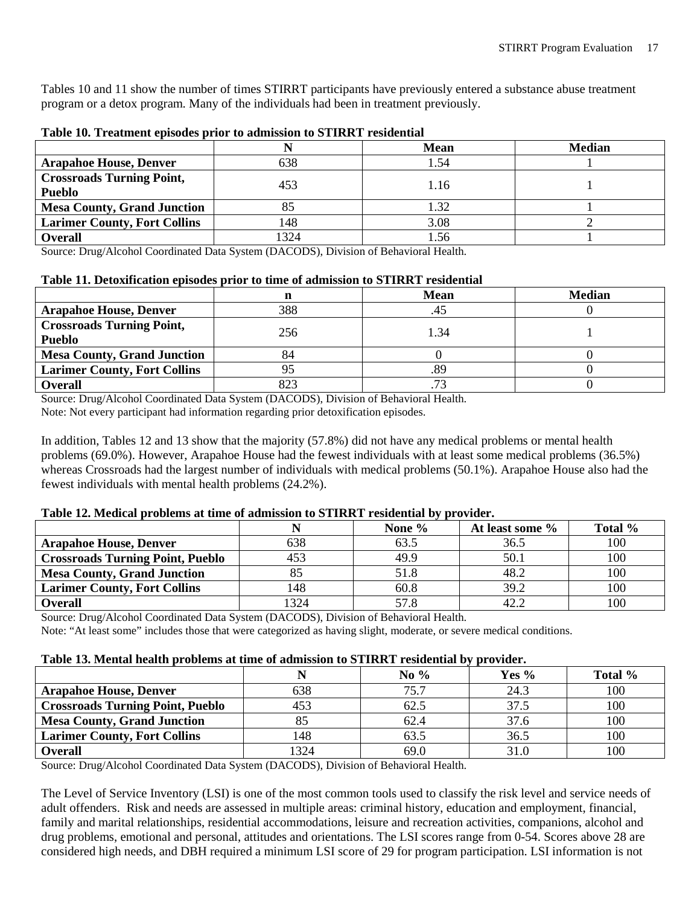Tables 10 and 11 show the number of times STIRRT participants have previously entered a substance abuse treatment program or a detox program. Many of the individuals had been in treatment previously.

**Table 10. Treatment episodes prior to admission to STIRRT residential**

| | N | Mean | Median |
|---|---|---|---|
| **Arapahoe House, Denver** | 638 | 1.54 | 1 |
| **Crossroads Turning Point, Pueblo** | 453 | 1.16 | 1 |
| **Mesa County, Grand Junction** | 85 | 1.32 | 1 |
| **Larimer County, Fort Collins** | 148 | 3.08 | 2 |
| **Overall** | 1324 | 1.56 | 1 |

Source: Drug/Alcohol Coordinated Data System (DACODS), Division of Behavioral Health.

**Table 11. Detoxification episodes prior to time of admission to STIRRT residential**

| | n | Mean | Median |
|---|---|---|---|
| **Arapahoe House, Denver** | 388 | .45 | 0 |
| **Crossroads Turning Point, Pueblo** | 256 | 1.34 | 1 |
| **Mesa County, Grand Junction** | 84 | 0 | 0 |
| **Larimer County, Fort Collins** | 95 | .89 | 0 |
| **Overall** | 823 | .73 | 0 |

Source: Drug/Alcohol Coordinated Data System (DACODS), Division of Behavioral Health.
Note: Not every participant had information regarding prior detoxification episodes.

In addition, Tables 12 and 13 show that the majority (57.8%) did not have any medical problems or mental health problems (69.0%). However, Arapahoe House had the fewest individuals with at least some medical problems (36.5%) whereas Crossroads had the largest number of individuals with medical problems (50.1%). Arapahoe House also had the fewest individuals with mental health problems (24.2%).

**Table 12. Medical problems at time of admission to STIRRT residential by provider.**

| | N | None % | At least some % | Total % |
|---|---|---|---|---|
| **Arapahoe House, Denver** | 638 | 63.5 | 36.5 | 100 |
| **Crossroads Turning Point, Pueblo** | 453 | 49.9 | 50.1 | 100 |
| **Mesa County, Grand Junction** | 85 | 51.8 | 48.2 | 100 |
| **Larimer County, Fort Collins** | 148 | 60.8 | 39.2 | 100 |
| **Overall** | 1324 | 57.8 | 42.2 | 100 |

Source: Drug/Alcohol Coordinated Data System (DACODS), Division of Behavioral Health.
Note: "At least some" includes those that were categorized as having slight, moderate, or severe medical conditions.

**Table 13. Mental health problems at time of admission to STIRRT residential by provider.**

| | N | No % | Yes % | Total % |
|---|---|---|---|---|
| **Arapahoe House, Denver** | 638 | 75.7 | 24.3 | 100 |
| **Crossroads Turning Point, Pueblo** | 453 | 62.5 | 37.5 | 100 |
| **Mesa County, Grand Junction** | 85 | 62.4 | 37.6 | 100 |
| **Larimer County, Fort Collins** | 148 | 63.5 | 36.5 | 100 |
| **Overall** | 1324 | 69.0 | 31.0 | 100 |

Source: Drug/Alcohol Coordinated Data System (DACODS), Division of Behavioral Health.

The Level of Service Inventory (LSI) is one of the most common tools used to classify the risk level and service needs of adult offenders. Risk and needs are assessed in multiple areas: criminal history, education and employment, financial, family and marital relationships, residential accommodations, leisure and recreation activities, companions, alcohol and drug problems, emotional and personal, attitudes and orientations. The LSI scores range from 0-54. Scores above 28 are considered high needs, and DBH required a minimum LSI score of 29 for program participation. LSI information is not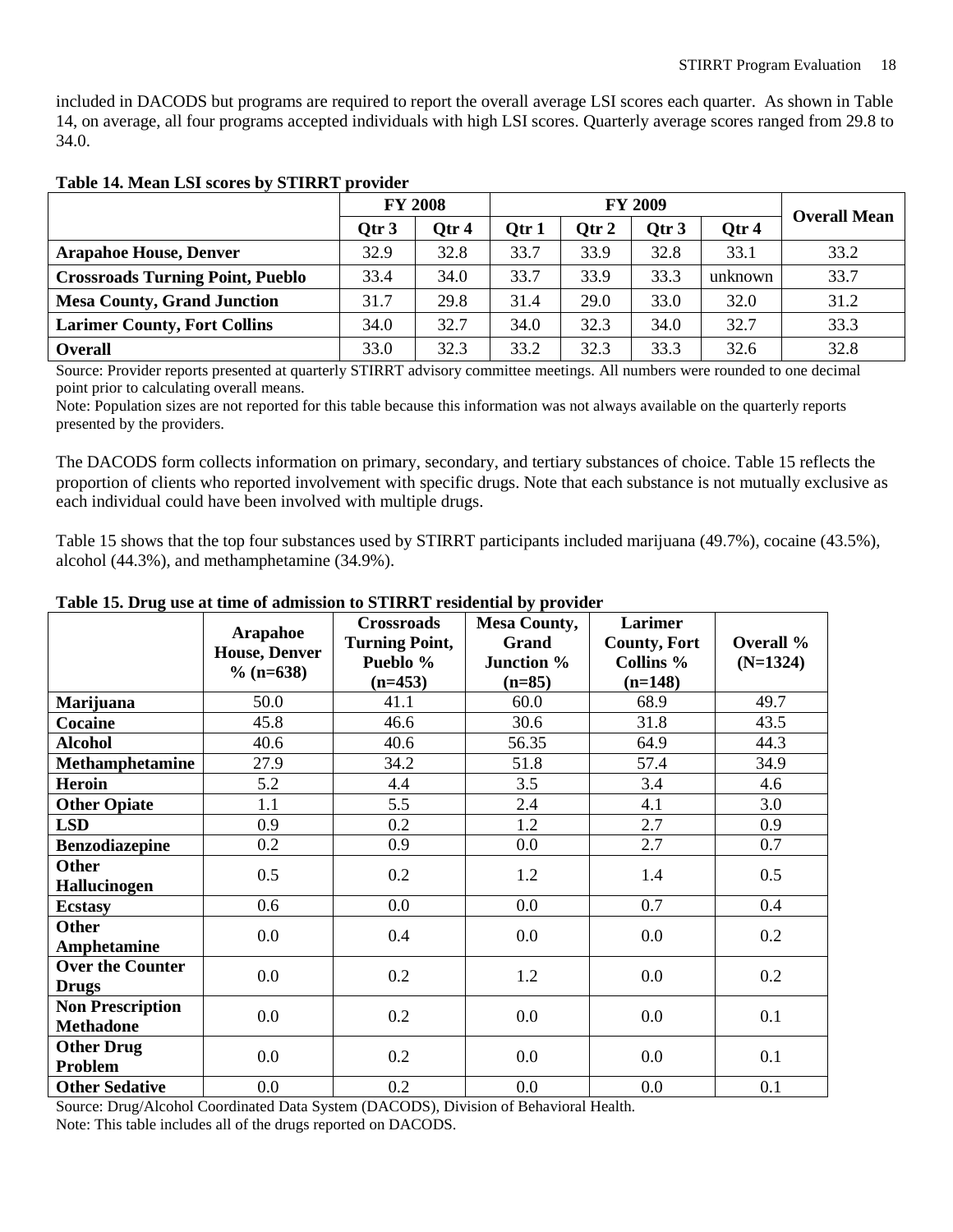included in DACODS but programs are required to report the overall average LSI scores each quarter. As shown in Table 14, on average, all four programs accepted individuals with high LSI scores. Quarterly average scores ranged from 29.8 to 34.0.

**Table 14. Mean LSI scores by STIRRT provider**

| | FY 2008 | | FY 2009 | | | | Overall Mean |
|---|---|---|---|---|---|---|---|
| | Qtr 3 | Qtr 4 | Qtr 1 | Qtr 2 | Qtr 3 | Qtr 4 | |
| **Arapahoe House, Denver** | 32.9 | 32.8 | 33.7 | 33.9 | 32.8 | 33.1 | 33.2 |
| **Crossroads Turning Point, Pueblo** | 33.4 | 34.0 | 33.7 | 33.9 | 33.3 | unknown | 33.7 |
| **Mesa County, Grand Junction** | 31.7 | 29.8 | 31.4 | 29.0 | 33.0 | 32.0 | 31.2 |
| **Larimer County, Fort Collins** | 34.0 | 32.7 | 34.0 | 32.3 | 34.0 | 32.7 | 33.3 |
| **Overall** | 33.0 | 32.3 | 33.2 | 32.3 | 33.3 | 32.6 | 32.8 |

Source: Provider reports presented at quarterly STIRRT advisory committee meetings. All numbers were rounded to one decimal point prior to calculating overall means.

Note: Population sizes are not reported for this table because this information was not always available on the quarterly reports presented by the providers.

The DACODS form collects information on primary, secondary, and tertiary substances of choice. Table 15 reflects the proportion of clients who reported involvement with specific drugs. Note that each substance is not mutually exclusive as each individual could have been involved with multiple drugs.

Table 15 shows that the top four substances used by STIRRT participants included marijuana (49.7%), cocaine (43.5%), alcohol (44.3%), and methamphetamine (34.9%).

**Table 15. Drug use at time of admission to STIRRT residential by provider**

| | Arapahoe House, Denver % (n=638) | Crossroads Turning Point, Pueblo % (n=453) | Mesa County, Grand Junction % (n=85) | Larimer County, Fort Collins % (n=148) | Overall % (N=1324) |
|---|---|---|---|---|---|
| **Marijuana** | 50.0 | 41.1 | 60.0 | 68.9 | 49.7 |
| **Cocaine** | 45.8 | 46.6 | 30.6 | 31.8 | 43.5 |
| **Alcohol** | 40.6 | 40.6 | 56.35 | 64.9 | 44.3 |
| **Methamphetamine** | 27.9 | 34.2 | 51.8 | 57.4 | 34.9 |
| **Heroin** | 5.2 | 4.4 | 3.5 | 3.4 | 4.6 |
| **Other Opiate** | 1.1 | 5.5 | 2.4 | 4.1 | 3.0 |
| **LSD** | 0.9 | 0.2 | 1.2 | 2.7 | 0.9 |
| **Benzodiazepine** | 0.2 | 0.9 | 0.0 | 2.7 | 0.7 |
| **Other Hallucinogen** | 0.5 | 0.2 | 1.2 | 1.4 | 0.5 |
| **Ecstasy** | 0.6 | 0.0 | 0.0 | 0.7 | 0.4 |
| **Other Amphetamine** | 0.0 | 0.4 | 0.0 | 0.0 | 0.2 |
| **Over the Counter Drugs** | 0.0 | 0.2 | 1.2 | 0.0 | 0.2 |
| **Non Prescription Methadone** | 0.0 | 0.2 | 0.0 | 0.0 | 0.1 |
| **Other Drug Problem** | 0.0 | 0.2 | 0.0 | 0.0 | 0.1 |
| **Other Sedative** | 0.0 | 0.2 | 0.0 | 0.0 | 0.1 |

Source: Drug/Alcohol Coordinated Data System (DACODS), Division of Behavioral Health.

Note: This table includes all of the drugs reported on DACODS.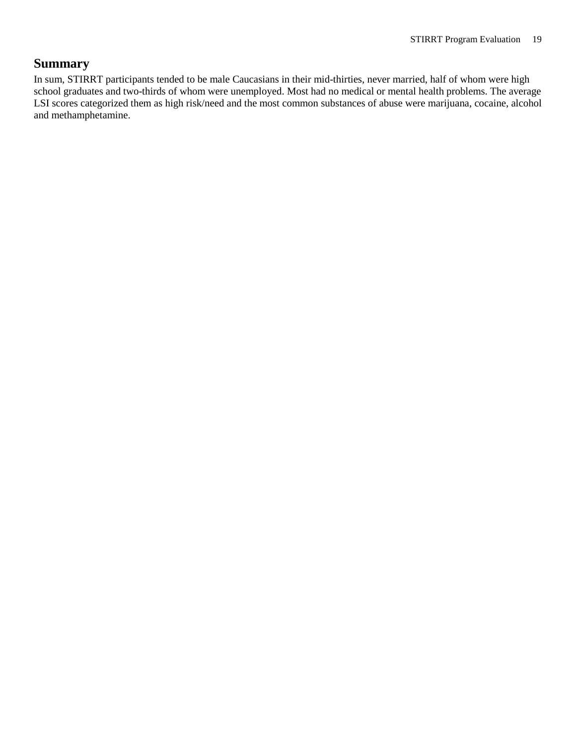## Summary

In sum, STIRRT participants tended to be male Caucasians in their mid-thirties, never married, half of whom were high school graduates and two-thirds of whom were unemployed. Most had no medical or mental health problems. The average LSI scores categorized them as high risk/need and the most common substances of abuse were marijuana, cocaine, alcohol and methamphetamine.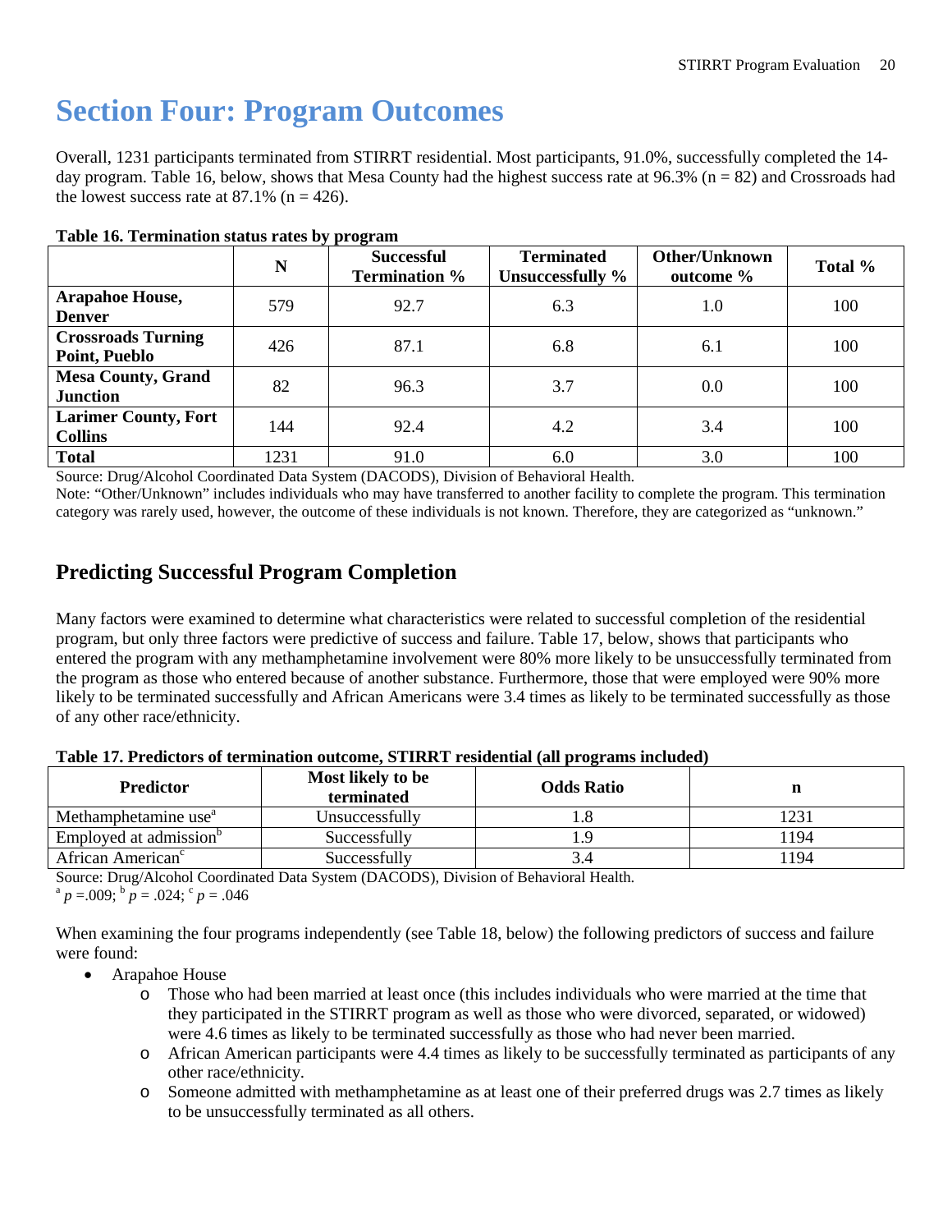# Section Four: Program Outcomes

Overall, 1231 participants terminated from STIRRT residential. Most participants, 91.0%, successfully completed the 14-day program. Table 16, below, shows that Mesa County had the highest success rate at 96.3% (n = 82) and Crossroads had the lowest success rate at 87.1% (n = 426).

**Table 16. Termination status rates by program**

| | N | Successful Termination % | Terminated Unsuccessfully % | Other/Unknown outcome % | Total % |
|---|---|---|---|---|---|
| **Arapahoe House, Denver** | 579 | 92.7 | 6.3 | 1.0 | 100 |
| **Crossroads Turning Point, Pueblo** | 426 | 87.1 | 6.8 | 6.1 | 100 |
| **Mesa County, Grand Junction** | 82 | 96.3 | 3.7 | 0.0 | 100 |
| **Larimer County, Fort Collins** | 144 | 92.4 | 4.2 | 3.4 | 100 |
| **Total** | 1231 | 91.0 | 6.0 | 3.0 | 100 |

Source: Drug/Alcohol Coordinated Data System (DACODS), Division of Behavioral Health.
Note: "Other/Unknown" includes individuals who may have transferred to another facility to complete the program. This termination category was rarely used, however, the outcome of these individuals is not known. Therefore, they are categorized as "unknown."

## Predicting Successful Program Completion

Many factors were examined to determine what characteristics were related to successful completion of the residential program, but only three factors were predictive of success and failure. Table 17, below, shows that participants who entered the program with any methamphetamine involvement were 80% more likely to be unsuccessfully terminated from the program as those who entered because of another substance. Furthermore, those that were employed were 90% more likely to be terminated successfully and African Americans were 3.4 times as likely to be terminated successfully as those of any other race/ethnicity.

**Table 17. Predictors of termination outcome, STIRRT residential (all programs included)**

| Predictor | Most likely to be terminated | Odds Ratio | n |
|---|---|---|---|
| Methamphetamine use[a] | Unsuccessfully | 1.8 | 1231 |
| Employed at admission[b] | Successfully | 1.9 | 1194 |
| African American[c] | Successfully | 3.4 | 1194 |

Source: Drug/Alcohol Coordinated Data System (DACODS), Division of Behavioral Health.
[a] $p = .009$; [b] $p = .024$; [c] $p = .046$

When examining the four programs independently (see Table 18, below) the following predictors of success and failure were found:

- Arapahoe House
  - Those who had been married at least once (this includes individuals who were married at the time that they participated in the STIRRT program as well as those who were divorced, separated, or widowed) were 4.6 times as likely to be terminated successfully as those who had never been married.
  - African American participants were 4.4 times as likely to be successfully terminated as participants of any other race/ethnicity.
  - Someone admitted with methamphetamine as at least one of their preferred drugs was 2.7 times as likely to be unsuccessfully terminated as all others.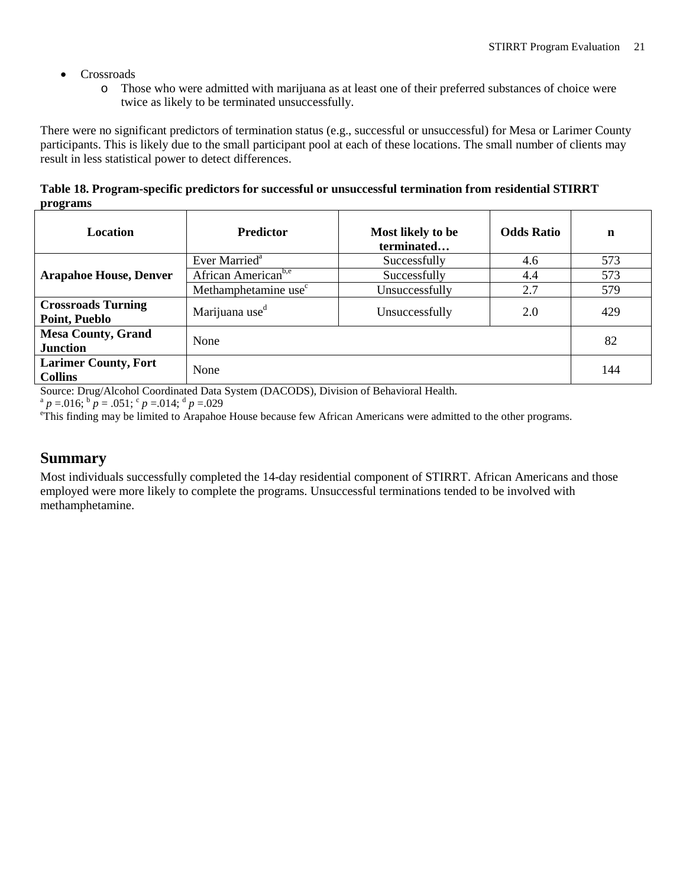- Crossroads
  - Those who were admitted with marijuana as at least one of their preferred substances of choice were twice as likely to be terminated unsuccessfully.

There were no significant predictors of termination status (e.g., successful or unsuccessful) for Mesa or Larimer County participants. This is likely due to the small participant pool at each of these locations. The small number of clients may result in less statistical power to detect differences.

**Table 18. Program-specific predictors for successful or unsuccessful termination from residential STIRRT programs**

| Location | Predictor | Most likely to be terminated… | Odds Ratio | n |
|---|---|---|---|---|
| **Arapahoe House, Denver** | Ever Married[a] | Successfully | 4.6 | 573 |
| | African American[b,e] | Successfully | 4.4 | 573 |
| | Methamphetamine use[c] | Unsuccessfully | 2.7 | 579 |
| **Crossroads Turning Point, Pueblo** | Marijuana use[d] | Unsuccessfully | 2.0 | 429 |
| **Mesa County, Grand Junction** | None | | | 82 |
| **Larimer County, Fort Collins** | None | | | 144 |

Source: Drug/Alcohol Coordinated Data System (DACODS), Division of Behavioral Health.
[a] $p$ =.016; [b] $p$ = .051; [c] $p$ =.014; [d] $p$ =.029
[e]This finding may be limited to Arapahoe House because few African Americans were admitted to the other programs.

## Summary

Most individuals successfully completed the 14-day residential component of STIRRT. African Americans and those employed were more likely to complete the programs. Unsuccessful terminations tended to be involved with methamphetamine.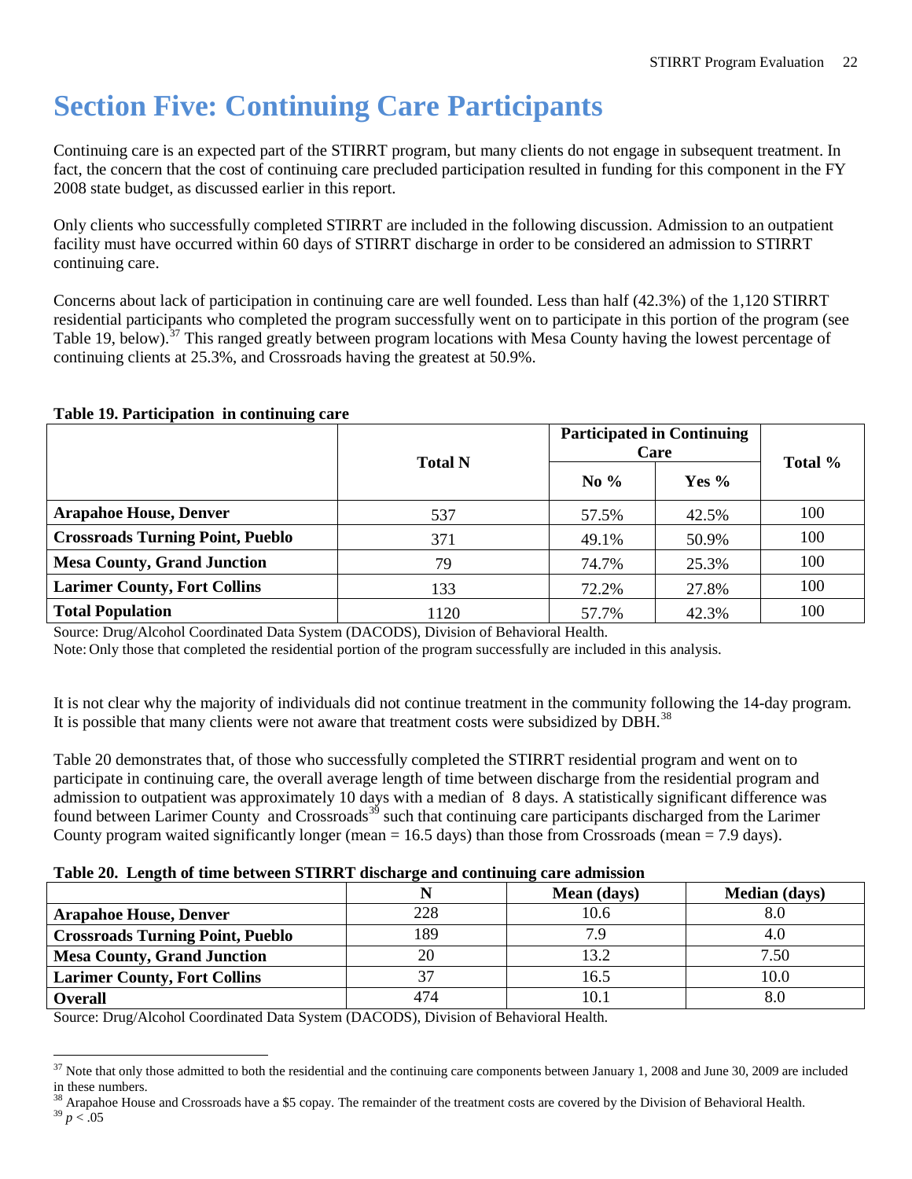# Section Five: Continuing Care Participants

Continuing care is an expected part of the STIRRT program, but many clients do not engage in subsequent treatment. In fact, the concern that the cost of continuing care precluded participation resulted in funding for this component in the FY 2008 state budget, as discussed earlier in this report.

Only clients who successfully completed STIRRT are included in the following discussion. Admission to an outpatient facility must have occurred within 60 days of STIRRT discharge in order to be considered an admission to STIRRT continuing care.

Concerns about lack of participation in continuing care are well founded. Less than half (42.3%) of the 1,120 STIRRT residential participants who completed the program successfully went on to participate in this portion of the program (see Table 19, below).[37] This ranged greatly between program locations with Mesa County having the lowest percentage of continuing clients at 25.3%, and Crossroads having the greatest at 50.9%.

**Table 19. Participation in continuing care**

| | Total N | Participated in Continuing Care | | Total % |
|---|---|---|---|---|
| | | No % | Yes % | |
| **Arapahoe House, Denver** | 537 | 57.5% | 42.5% | 100 |
| **Crossroads Turning Point, Pueblo** | 371 | 49.1% | 50.9% | 100 |
| **Mesa County, Grand Junction** | 79 | 74.7% | 25.3% | 100 |
| **Larimer County, Fort Collins** | 133 | 72.2% | 27.8% | 100 |
| **Total Population** | 1120 | 57.7% | 42.3% | 100 |

Source: Drug/Alcohol Coordinated Data System (DACODS), Division of Behavioral Health.
Note: Only those that completed the residential portion of the program successfully are included in this analysis.

It is not clear why the majority of individuals did not continue treatment in the community following the 14-day program. It is possible that many clients were not aware that treatment costs were subsidized by DBH.[38]

Table 20 demonstrates that, of those who successfully completed the STIRRT residential program and went on to participate in continuing care, the overall average length of time between discharge from the residential program and admission to outpatient was approximately 10 days with a median of 8 days. A statistically significant difference was found between Larimer County and Crossroads[39] such that continuing care participants discharged from the Larimer County program waited significantly longer (mean = 16.5 days) than those from Crossroads (mean = 7.9 days).

**Table 20. Length of time between STIRRT discharge and continuing care admission**

| | N | Mean (days) | Median (days) |
|---|---|---|---|
| **Arapahoe House, Denver** | 228 | 10.6 | 8.0 |
| **Crossroads Turning Point, Pueblo** | 189 | 7.9 | 4.0 |
| **Mesa County, Grand Junction** | 20 | 13.2 | 7.50 |
| **Larimer County, Fort Collins** | 37 | 16.5 | 10.0 |
| **Overall** | 474 | 10.1 | 8.0 |

Source: Drug/Alcohol Coordinated Data System (DACODS), Division of Behavioral Health.

[37] Note that only those admitted to both the residential and the continuing care components between January 1, 2008 and June 30, 2009 are included in these numbers.

[38] Arapahoe House and Crossroads have a $5 copay. The remainder of the treatment costs are covered by the Division of Behavioral Health.

[39] $p < .05$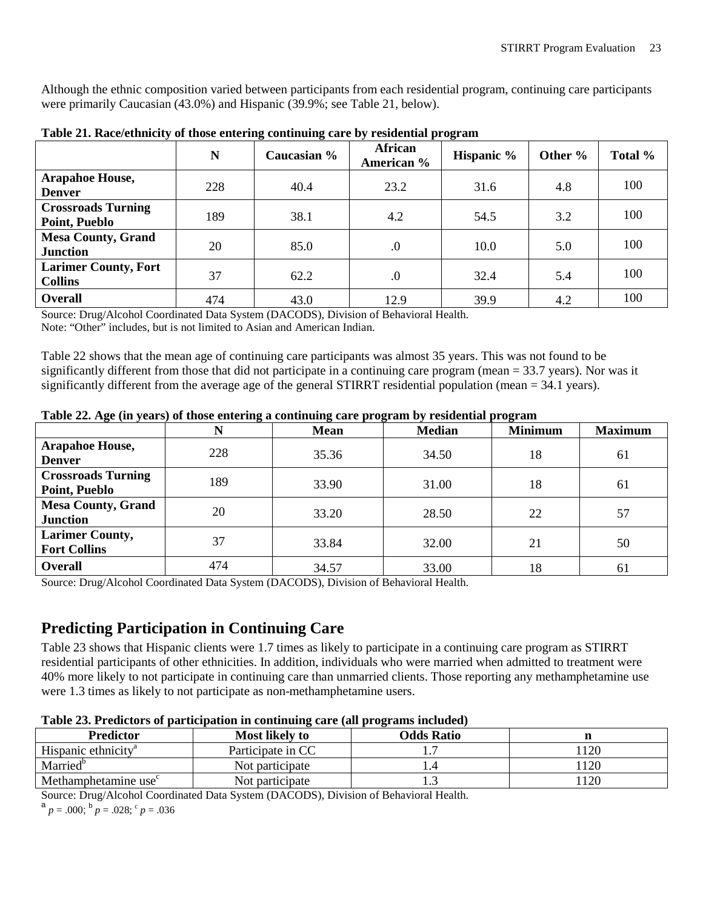Although the ethnic composition varied between participants from each residential program, continuing care participants were primarily Caucasian (43.0%) and Hispanic (39.9%; see Table 21, below).

**Table 21. Race/ethnicity of those entering continuing care by residential program**

| | N | Caucasian % | African American % | Hispanic % | Other % | Total % |
|---|---|---|---|---|---|---|
| **Arapahoe House, Denver** | 228 | 40.4 | 23.2 | 31.6 | 4.8 | 100 |
| **Crossroads Turning Point, Pueblo** | 189 | 38.1 | 4.2 | 54.5 | 3.2 | 100 |
| **Mesa County, Grand Junction** | 20 | 85.0 | .0 | 10.0 | 5.0 | 100 |
| **Larimer County, Fort Collins** | 37 | 62.2 | .0 | 32.4 | 5.4 | 100 |
| **Overall** | 474 | 43.0 | 12.9 | 39.9 | 4.2 | 100 |

Source: Drug/Alcohol Coordinated Data System (DACODS), Division of Behavioral Health.
Note: "Other" includes, but is not limited to Asian and American Indian.

Table 22 shows that the mean age of continuing care participants was almost 35 years. This was not found to be significantly different from those that did not participate in a continuing care program (mean = 33.7 years). Nor was it significantly different from the average age of the general STIRRT residential population (mean = 34.1 years).

**Table 22. Age (in years) of those entering a continuing care program by residential program**

| | N | Mean | Median | Minimum | Maximum |
|---|---|---|---|---|---|
| **Arapahoe House, Denver** | 228 | 35.36 | 34.50 | 18 | 61 |
| **Crossroads Turning Point, Pueblo** | 189 | 33.90 | 31.00 | 18 | 61 |
| **Mesa County, Grand Junction** | 20 | 33.20 | 28.50 | 22 | 57 |
| **Larimer County, Fort Collins** | 37 | 33.84 | 32.00 | 21 | 50 |
| **Overall** | 474 | 34.57 | 33.00 | 18 | 61 |

Source: Drug/Alcohol Coordinated Data System (DACODS), Division of Behavioral Health.

## Predicting Participation in Continuing Care

Table 23 shows that Hispanic clients were 1.7 times as likely to participate in a continuing care program as STIRRT residential participants of other ethnicities. In addition, individuals who were married when admitted to treatment were 40% more likely to not participate in continuing care than unmarried clients. Those reporting any methamphetamine use were 1.3 times as likely to not participate as non-methamphetamine users.

**Table 23. Predictors of participation in continuing care (all programs included)**

| Predictor | Most likely to | Odds Ratio | n |
|---|---|---|---|
| Hispanic ethnicity[a] | Participate in CC | 1.7 | 1120 |
| Married[b] | Not participate | 1.4 | 1120 |
| Methamphetamine use[c] | Not participate | 1.3 | 1120 |

Source: Drug/Alcohol Coordinated Data System (DACODS), Division of Behavioral Health.
[a] $p = .000$; [b] $p = .028$; [c] $p = .036$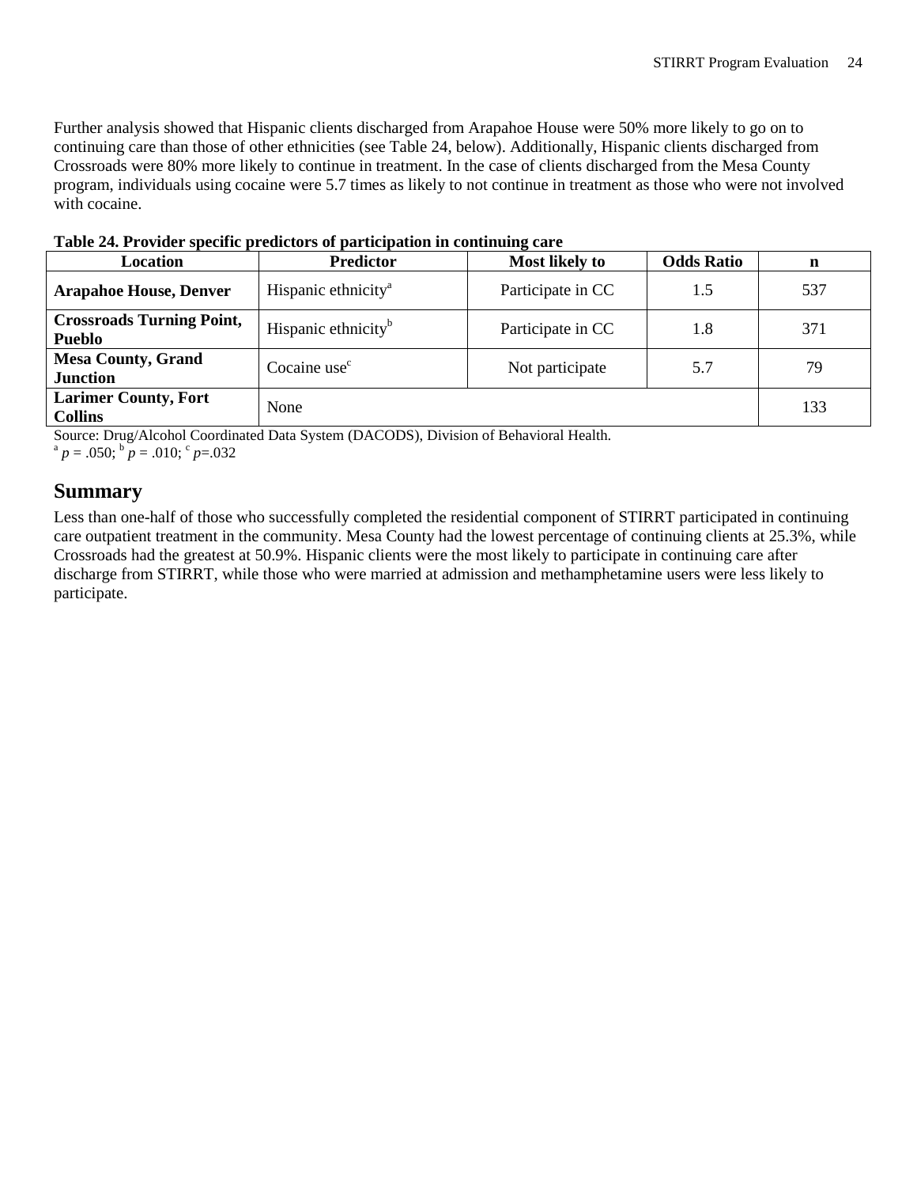Further analysis showed that Hispanic clients discharged from Arapahoe House were 50% more likely to go on to continuing care than those of other ethnicities (see Table 24, below). Additionally, Hispanic clients discharged from Crossroads were 80% more likely to continue in treatment. In the case of clients discharged from the Mesa County program, individuals using cocaine were 5.7 times as likely to not continue in treatment as those who were not involved with cocaine.

**Table 24. Provider specific predictors of participation in continuing care**

| Location | Predictor | Most likely to | Odds Ratio | n |
|---|---|---|---|---|
| **Arapahoe House, Denver** | Hispanic ethnicity[a] | Participate in CC | 1.5 | 537 |
| **Crossroads Turning Point, Pueblo** | Hispanic ethnicity[b] | Participate in CC | 1.8 | 371 |
| **Mesa County, Grand Junction** | Cocaine use[c] | Not participate | 5.7 | 79 |
| **Larimer County, Fort Collins** | None | | | 133 |

Source: Drug/Alcohol Coordinated Data System (DACODS), Division of Behavioral Health.
[a] $p = .050$; [b] $p = .010$; [c] $p=.032$

## Summary

Less than one-half of those who successfully completed the residential component of STIRRT participated in continuing care outpatient treatment in the community. Mesa County had the lowest percentage of continuing clients at 25.3%, while Crossroads had the greatest at 50.9%. Hispanic clients were the most likely to participate in continuing care after discharge from STIRRT, while those who were married at admission and methamphetamine users were less likely to participate.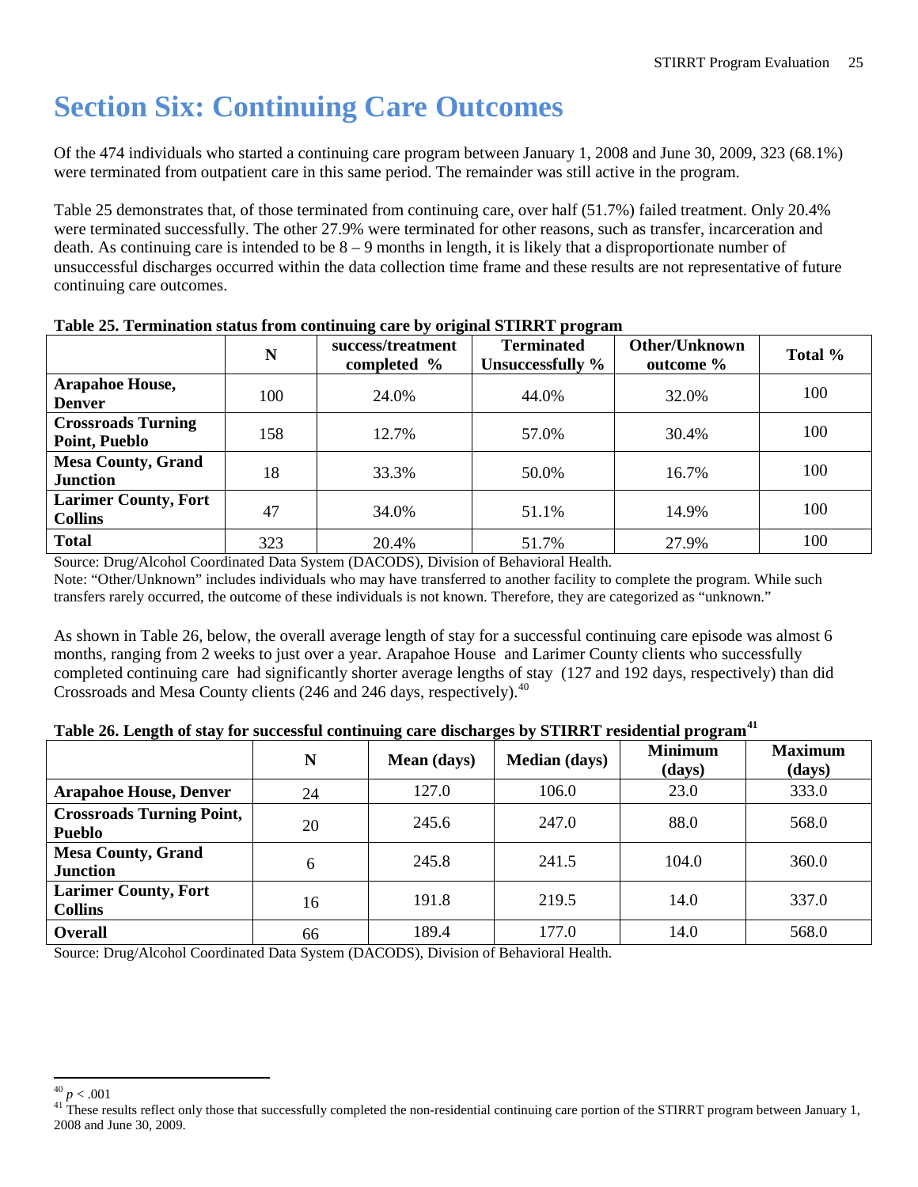# Section Six: Continuing Care Outcomes

Of the 474 individuals who started a continuing care program between January 1, 2008 and June 30, 2009, 323 (68.1%) were terminated from outpatient care in this same period. The remainder was still active in the program.

Table 25 demonstrates that, of those terminated from continuing care, over half (51.7%) failed treatment. Only 20.4% were terminated successfully. The other 27.9% were terminated for other reasons, such as transfer, incarceration and death. As continuing care is intended to be 8 – 9 months in length, it is likely that a disproportionate number of unsuccessful discharges occurred within the data collection time frame and these results are not representative of future continuing care outcomes.

**Table 25. Termination status from continuing care by original STIRRT program**

| | N | success/treatment completed % | Terminated Unsuccessfully % | Other/Unknown outcome % | Total % |
|---|---|---|---|---|---|
| **Arapahoe House, Denver** | 100 | 24.0% | 44.0% | 32.0% | 100 |
| **Crossroads Turning Point, Pueblo** | 158 | 12.7% | 57.0% | 30.4% | 100 |
| **Mesa County, Grand Junction** | 18 | 33.3% | 50.0% | 16.7% | 100 |
| **Larimer County, Fort Collins** | 47 | 34.0% | 51.1% | 14.9% | 100 |
| **Total** | 323 | 20.4% | 51.7% | 27.9% | 100 |

Source: Drug/Alcohol Coordinated Data System (DACODS), Division of Behavioral Health.

Note: "Other/Unknown" includes individuals who may have transferred to another facility to complete the program. While such transfers rarely occurred, the outcome of these individuals is not known. Therefore, they are categorized as "unknown."

As shown in Table 26, below, the overall average length of stay for a successful continuing care episode was almost 6 months, ranging from 2 weeks to just over a year. Arapahoe House and Larimer County clients who successfully completed continuing care had significantly shorter average lengths of stay (127 and 192 days, respectively) than did Crossroads and Mesa County clients (246 and 246 days, respectively).[40]

**Table 26. Length of stay for successful continuing care discharges by STIRRT residential program[41]**

| | N | Mean (days) | Median (days) | Minimum (days) | Maximum (days) |
|---|---|---|---|---|---|
| **Arapahoe House, Denver** | 24 | 127.0 | 106.0 | 23.0 | 333.0 |
| **Crossroads Turning Point, Pueblo** | 20 | 245.6 | 247.0 | 88.0 | 568.0 |
| **Mesa County, Grand Junction** | 6 | 245.8 | 241.5 | 104.0 | 360.0 |
| **Larimer County, Fort Collins** | 16 | 191.8 | 219.5 | 14.0 | 337.0 |
| **Overall** | 66 | 189.4 | 177.0 | 14.0 | 568.0 |

Source: Drug/Alcohol Coordinated Data System (DACODS), Division of Behavioral Health.

[40] $p < .001$

[41] These results reflect only those that successfully completed the non-residential continuing care portion of the STIRRT program between January 1, 2008 and June 30, 2009.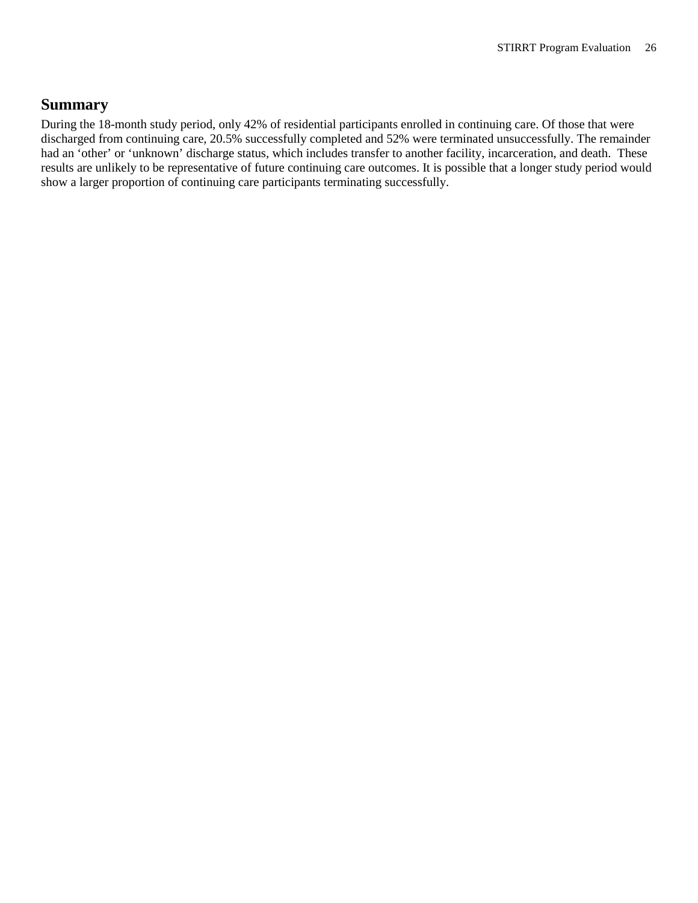## Summary

During the 18-month study period, only 42% of residential participants enrolled in continuing care. Of those that were discharged from continuing care, 20.5% successfully completed and 52% were terminated unsuccessfully. The remainder had an 'other' or 'unknown' discharge status, which includes transfer to another facility, incarceration, and death. These results are unlikely to be representative of future continuing care outcomes. It is possible that a longer study period would show a larger proportion of continuing care participants terminating successfully.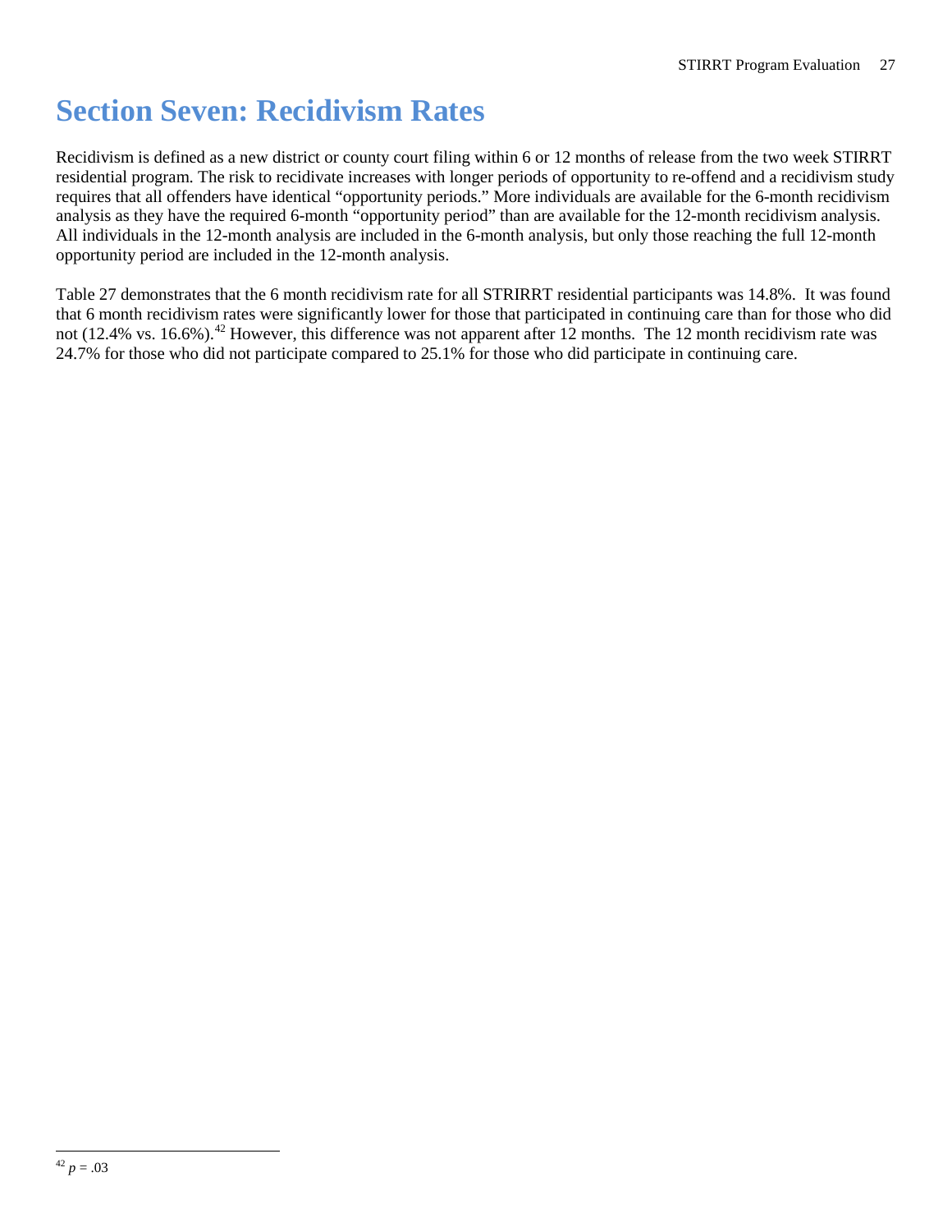# Section Seven: Recidivism Rates

Recidivism is defined as a new district or county court filing within 6 or 12 months of release from the two week STIRRT residential program. The risk to recidivate increases with longer periods of opportunity to re-offend and a recidivism study requires that all offenders have identical "opportunity periods." More individuals are available for the 6-month recidivism analysis as they have the required 6-month "opportunity period" than are available for the 12-month recidivism analysis. All individuals in the 12-month analysis are included in the 6-month analysis, but only those reaching the full 12-month opportunity period are included in the 12-month analysis.

Table 27 demonstrates that the 6 month recidivism rate for all STRIRRT residential participants was 14.8%. It was found that 6 month recidivism rates were significantly lower for those that participated in continuing care than for those who did not (12.4% vs. 16.6%).[42] However, this difference was not apparent after 12 months. The 12 month recidivism rate was 24.7% for those who did not participate compared to 25.1% for those who did participate in continuing care.

---

[42] $p = .03$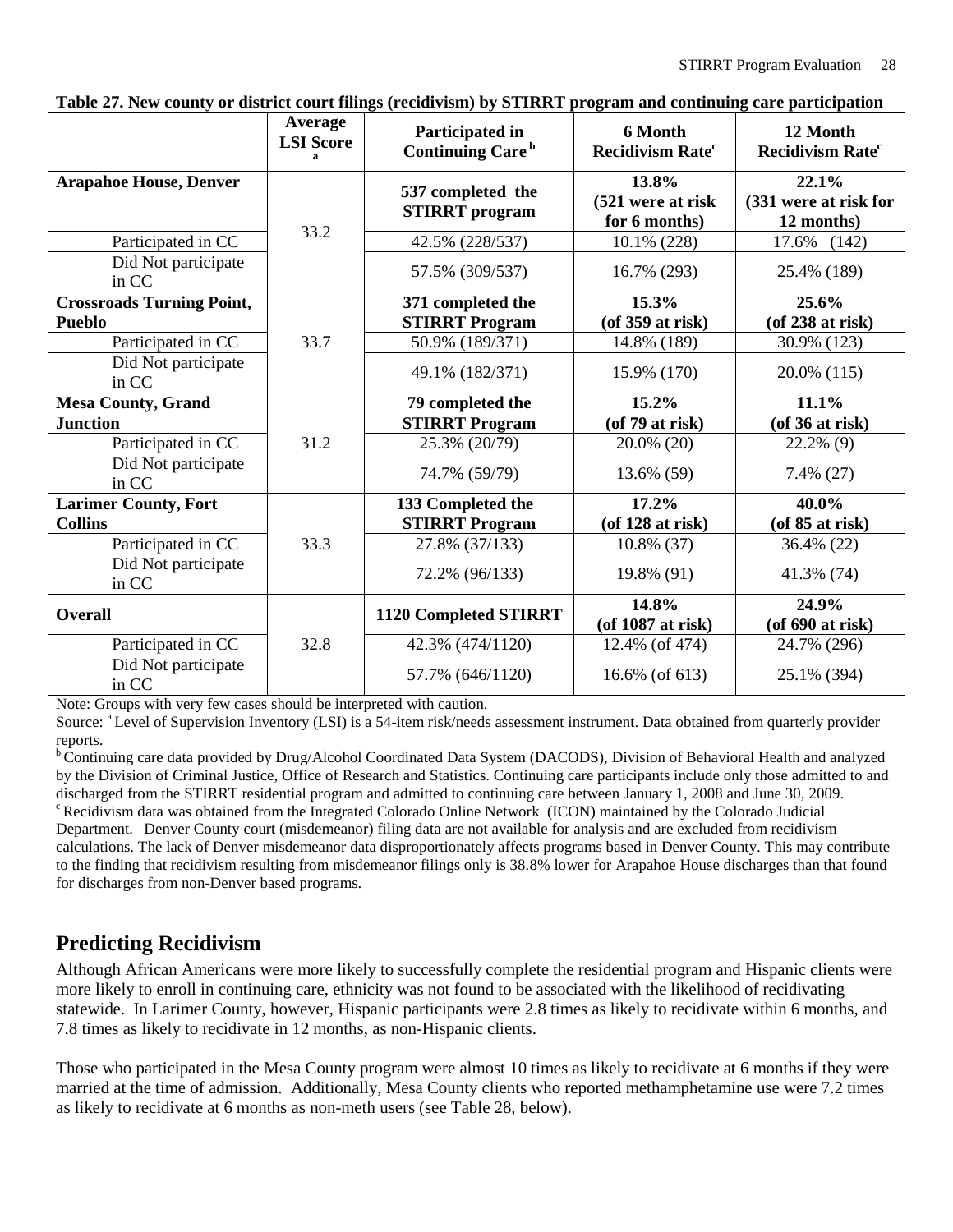**Table 27. New county or district court filings (recidivism) by STIRRT program and continuing care participation**

| | Average LSI Score [a] | Participated in Continuing Care [b] | 6 Month Recidivism Rate[c] | 12 Month Recidivism Rate[c] |
|---|---|---|---|---|
| **Arapahoe House, Denver** | 33.2 | **537 completed the STIRRT program** | **13.8% (521 were at risk for 6 months)** | **22.1% (331 were at risk for 12 months)** |
| Participated in CC | | 42.5% (228/537) | 10.1% (228) | 17.6% (142) |
| Did Not participate in CC | | 57.5% (309/537) | 16.7% (293) | 25.4% (189) |
| **Crossroads Turning Point, Pueblo** | 33.7 | **371 completed the STIRRT Program** | **15.3% (of 359 at risk)** | **25.6% (of 238 at risk)** |
| Participated in CC | | 50.9% (189/371) | 14.8% (189) | 30.9% (123) |
| Did Not participate in CC | | 49.1% (182/371) | 15.9% (170) | 20.0% (115) |
| **Mesa County, Grand Junction** | 31.2 | **79 completed the STIRRT Program** | **15.2% (of 79 at risk)** | **11.1% (of 36 at risk)** |
| Participated in CC | | 25.3% (20/79) | 20.0% (20) | 22.2% (9) |
| Did Not participate in CC | | 74.7% (59/79) | 13.6% (59) | 7.4% (27) |
| **Larimer County, Fort Collins** | 33.3 | **133 Completed the STIRRT Program** | **17.2% (of 128 at risk)** | **40.0% (of 85 at risk)** |
| Participated in CC | | 27.8% (37/133) | 10.8% (37) | 36.4% (22) |
| Did Not participate in CC | | 72.2% (96/133) | 19.8% (91) | 41.3% (74) |
| **Overall** | 32.8 | **1120 Completed STIRRT** | **14.8% (of 1087 at risk)** | **24.9% (of 690 at risk)** |
| Participated in CC | | 42.3% (474/1120) | 12.4% (of 474) | 24.7% (296) |
| Did Not participate in CC | | 57.7% (646/1120) | 16.6% (of 613) | 25.1% (394) |

Note: Groups with very few cases should be interpreted with caution.

Source: [a] Level of Supervision Inventory (LSI) is a 54-item risk/needs assessment instrument. Data obtained from quarterly provider reports.

[b] Continuing care data provided by Drug/Alcohol Coordinated Data System (DACODS), Division of Behavioral Health and analyzed by the Division of Criminal Justice, Office of Research and Statistics. Continuing care participants include only those admitted to and discharged from the STIRRT residential program and admitted to continuing care between January 1, 2008 and June 30, 2009.

[c] Recidivism data was obtained from the Integrated Colorado Online Network (ICON) maintained by the Colorado Judicial Department. Denver County court (misdemeanor) filing data are not available for analysis and are excluded from recidivism calculations. The lack of Denver misdemeanor data disproportionately affects programs based in Denver County. This may contribute to the finding that recidivism resulting from misdemeanor filings only is 38.8% lower for Arapahoe House discharges than that found for discharges from non-Denver based programs.

## Predicting Recidivism

Although African Americans were more likely to successfully complete the residential program and Hispanic clients were more likely to enroll in continuing care, ethnicity was not found to be associated with the likelihood of recidivating statewide. In Larimer County, however, Hispanic participants were 2.8 times as likely to recidivate within 6 months, and 7.8 times as likely to recidivate in 12 months, as non-Hispanic clients.

Those who participated in the Mesa County program were almost 10 times as likely to recidivate at 6 months if they were married at the time of admission. Additionally, Mesa County clients who reported methamphetamine use were 7.2 times as likely to recidivate at 6 months as non-meth users (see Table 28, below).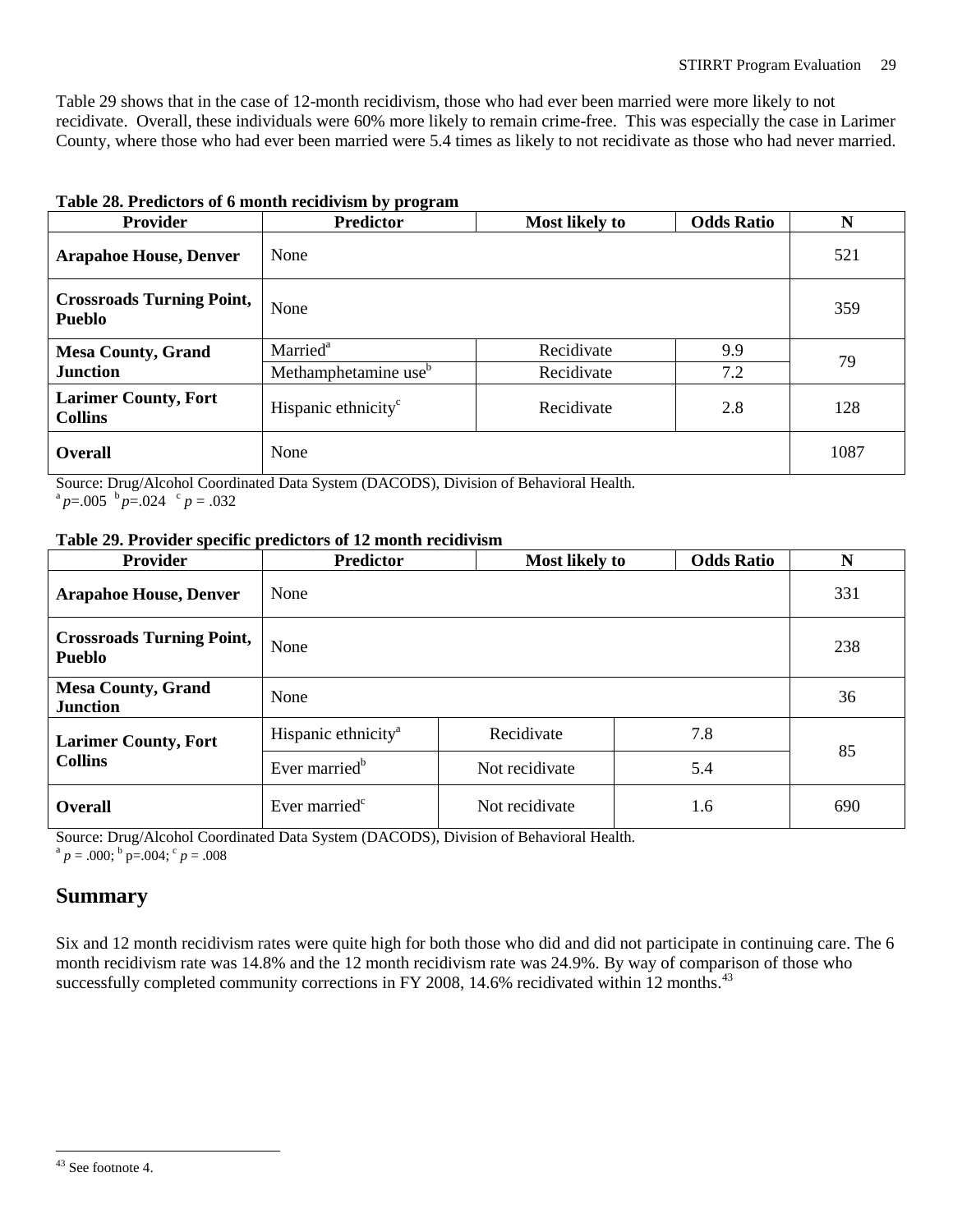Table 29 shows that in the case of 12-month recidivism, those who had ever been married were more likely to not recidivate. Overall, these individuals were 60% more likely to remain crime-free. This was especially the case in Larimer County, where those who had ever been married were 5.4 times as likely to not recidivate as those who had never married.

**Table 28. Predictors of 6 month recidivism by program**

| Provider | Predictor | Most likely to | Odds Ratio | N |
|---|---|---|---|---|
| **Arapahoe House, Denver** | None | | | 521 |
| **Crossroads Turning Point, Pueblo** | None | | | 359 |
| **Mesa County, Grand Junction** | Married[a] | Recidivate | 9.9 | 79 |
| | Methamphetamine use[b] | Recidivate | 7.2 | |
| **Larimer County, Fort Collins** | Hispanic ethnicity[c] | Recidivate | 2.8 | 128 |
| **Overall** | None | | | 1087 |

Source: Drug/Alcohol Coordinated Data System (DACODS), Division of Behavioral Health.
[a] $p$=.005 [b] $p$=.024 [c] $p$ = .032

**Table 29. Provider specific predictors of 12 month recidivism**

| Provider | Predictor | Most likely to | Odds Ratio | N |
|---|---|---|---|---|
| **Arapahoe House, Denver** | None | | | 331 |
| **Crossroads Turning Point, Pueblo** | None | | | 238 |
| **Mesa County, Grand Junction** | None | | | 36 |
| **Larimer County, Fort Collins** | Hispanic ethnicity[a] | Recidivate | 7.8 | 85 |
| | Ever married[b] | Not recidivate | 5.4 | |
| **Overall** | Ever married[c] | Not recidivate | 1.6 | 690 |

Source: Drug/Alcohol Coordinated Data System (DACODS), Division of Behavioral Health.
[a] $p$ = .000; [b] p=.004; [c] $p$ = .008

## Summary

Six and 12 month recidivism rates were quite high for both those who did and did not participate in continuing care. The 6 month recidivism rate was 14.8% and the 12 month recidivism rate was 24.9%. By way of comparison of those who successfully completed community corrections in FY 2008, 14.6% recidivated within 12 months.[43]

[43] See footnote 4.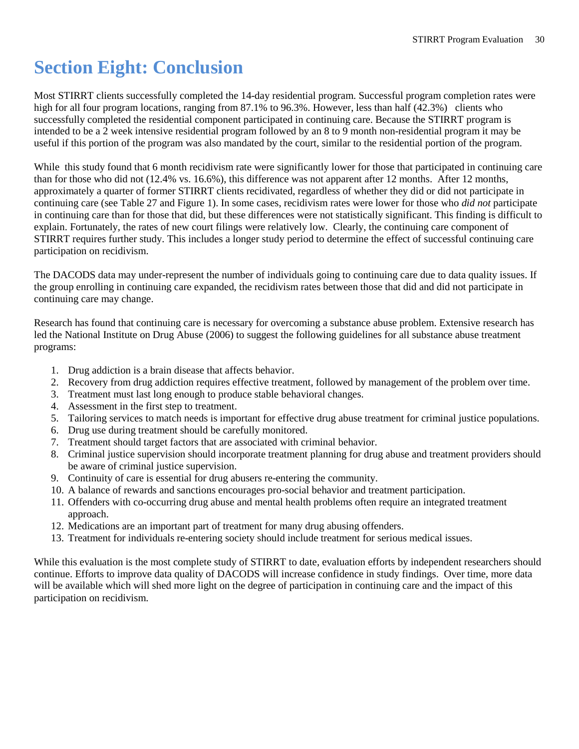# Section Eight: Conclusion

Most STIRRT clients successfully completed the 14-day residential program. Successful program completion rates were high for all four program locations, ranging from 87.1% to 96.3%. However, less than half (42.3%) clients who successfully completed the residential component participated in continuing care. Because the STIRRT program is intended to be a 2 week intensive residential program followed by an 8 to 9 month non-residential program it may be useful if this portion of the program was also mandated by the court, similar to the residential portion of the program.

While this study found that 6 month recidivism rate were significantly lower for those that participated in continuing care than for those who did not (12.4% vs. 16.6%), this difference was not apparent after 12 months. After 12 months, approximately a quarter of former STIRRT clients recidivated, regardless of whether they did or did not participate in continuing care (see Table 27 and Figure 1). In some cases, recidivism rates were lower for those who *did not* participate in continuing care than for those that did, but these differences were not statistically significant. This finding is difficult to explain. Fortunately, the rates of new court filings were relatively low. Clearly, the continuing care component of STIRRT requires further study. This includes a longer study period to determine the effect of successful continuing care participation on recidivism.

The DACODS data may under-represent the number of individuals going to continuing care due to data quality issues. If the group enrolling in continuing care expanded, the recidivism rates between those that did and did not participate in continuing care may change.

Research has found that continuing care is necessary for overcoming a substance abuse problem. Extensive research has led the National Institute on Drug Abuse (2006) to suggest the following guidelines for all substance abuse treatment programs:

1. Drug addiction is a brain disease that affects behavior.
2. Recovery from drug addiction requires effective treatment, followed by management of the problem over time.
3. Treatment must last long enough to produce stable behavioral changes.
4. Assessment in the first step to treatment.
5. Tailoring services to match needs is important for effective drug abuse treatment for criminal justice populations.
6. Drug use during treatment should be carefully monitored.
7. Treatment should target factors that are associated with criminal behavior.
8. Criminal justice supervision should incorporate treatment planning for drug abuse and treatment providers should be aware of criminal justice supervision.
9. Continuity of care is essential for drug abusers re-entering the community.
10. A balance of rewards and sanctions encourages pro-social behavior and treatment participation.
11. Offenders with co-occurring drug abuse and mental health problems often require an integrated treatment approach.
12. Medications are an important part of treatment for many drug abusing offenders.
13. Treatment for individuals re-entering society should include treatment for serious medical issues.

While this evaluation is the most complete study of STIRRT to date, evaluation efforts by independent researchers should continue. Efforts to improve data quality of DACODS will increase confidence in study findings. Over time, more data will be available which will shed more light on the degree of participation in continuing care and the impact of this participation on recidivism.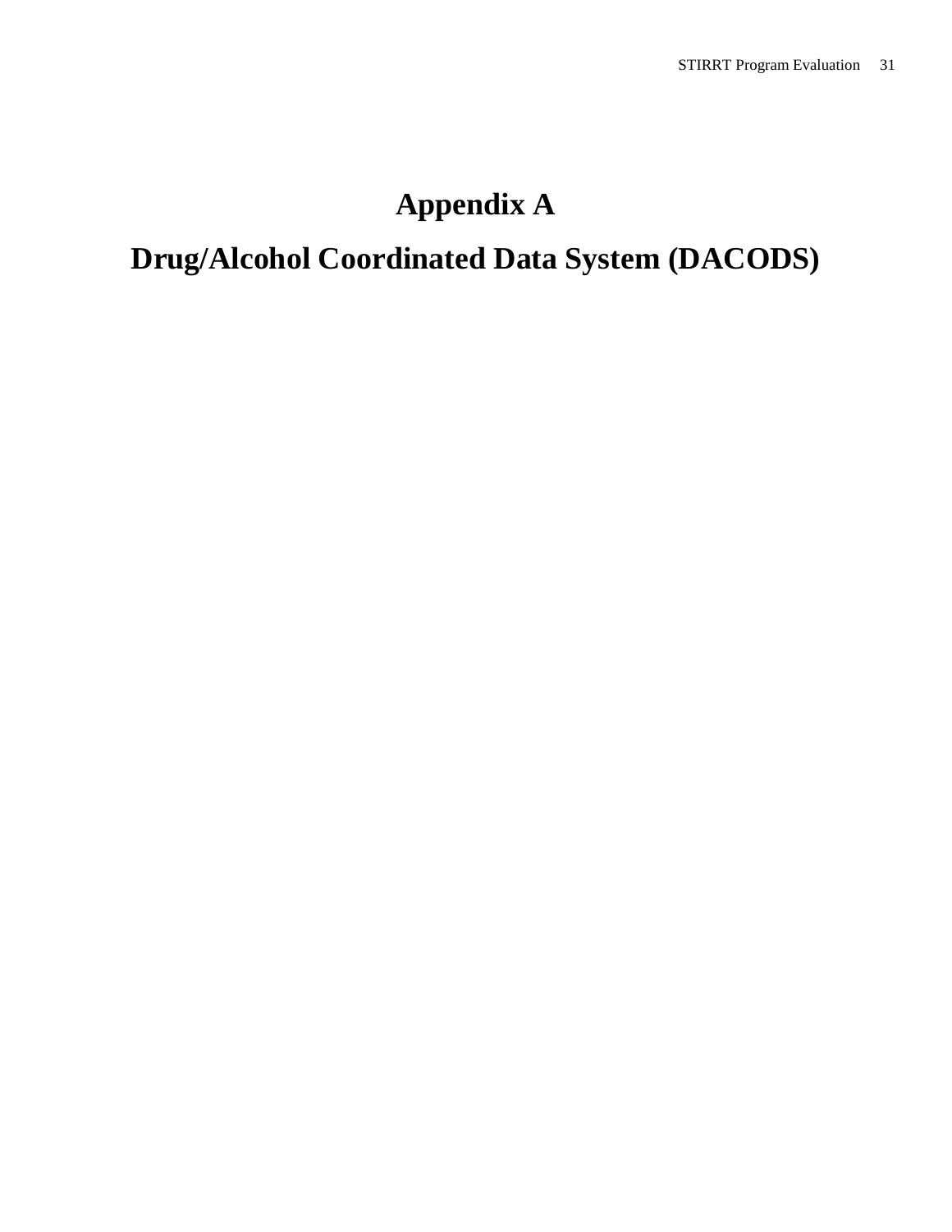# Appendix A

# Drug/Alcohol Coordinated Data System (DACODS)